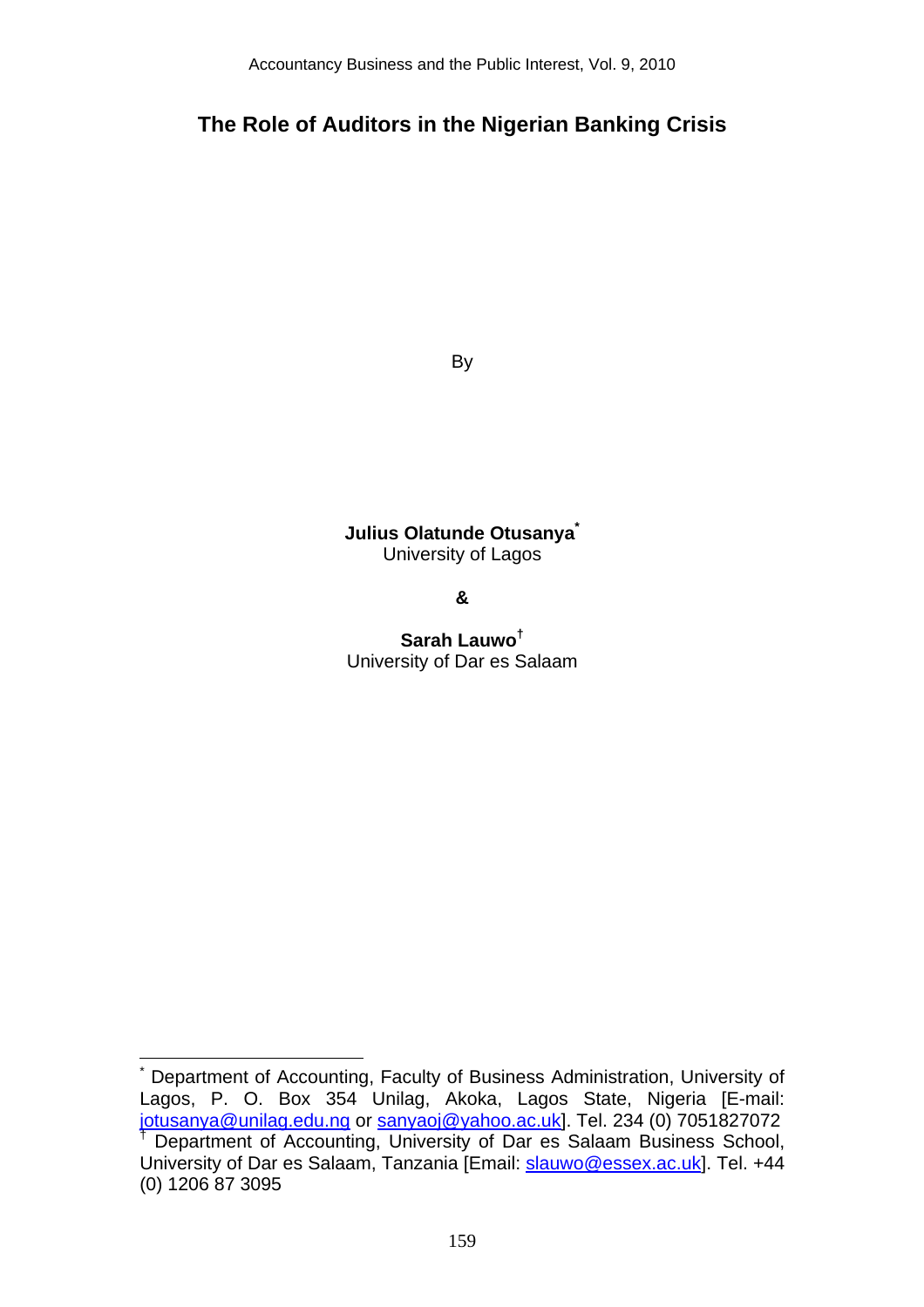# The Role of Auditors in the Nigerian Banking Crisis

By

**Julius Olatunde Otusanya**[*]
University of Lagos

**&**

**Sarah Lauwo**[†]
University of Dar es Salaam

---

[*] Department of Accounting, Faculty of Business Administration, University of Lagos, P. O. Box 354 Unilag, Akoka, Lagos State, Nigeria [E-mail: jotusanya@unilag.edu.ng or sanyaoj@yahoo.ac.uk]. Tel. 234 (0) 7051827072

[†] Department of Accounting, University of Dar es Salaam Business School, University of Dar es Salaam, Tanzania [Email: slauwo@essex.ac.uk]. Tel. +44 (0) 1206 87 3095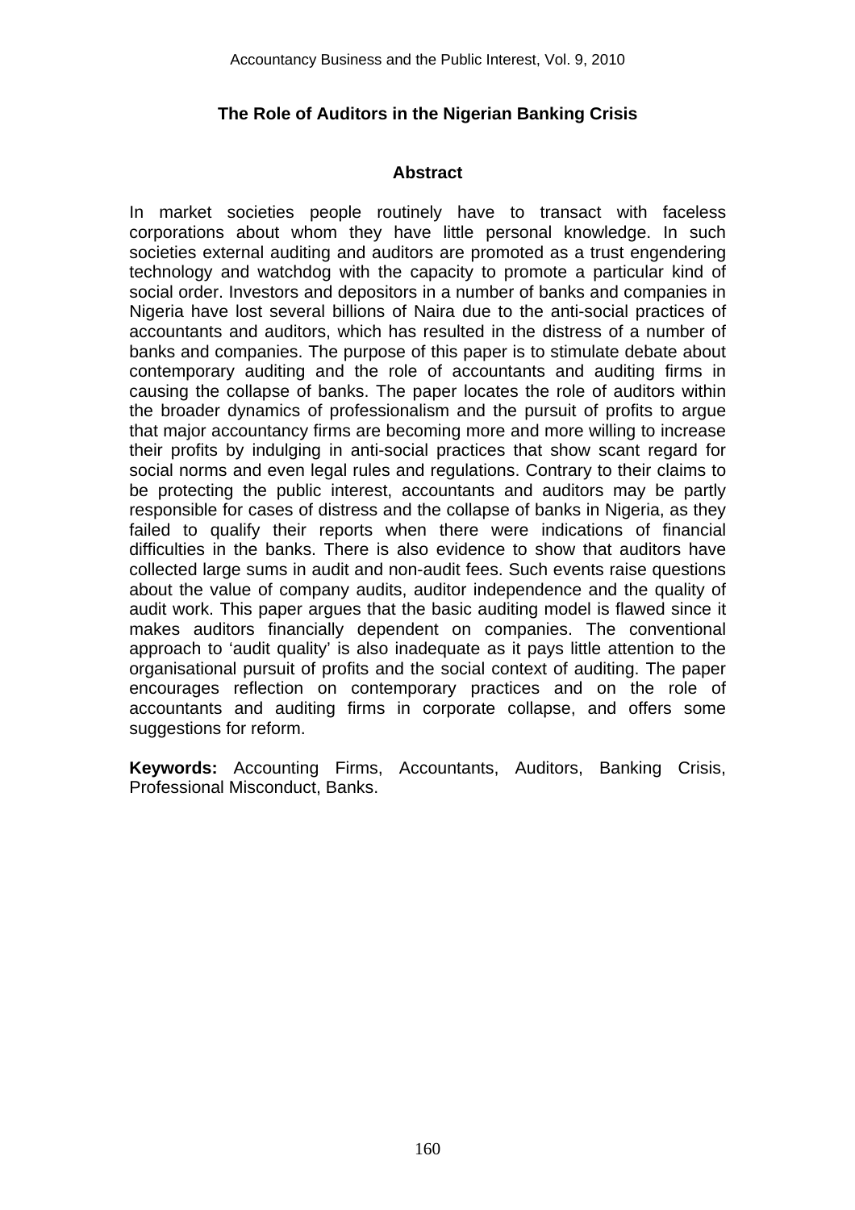## The Role of Auditors in the Nigerian Banking Crisis

### Abstract

In market societies people routinely have to transact with faceless corporations about whom they have little personal knowledge. In such societies external auditing and auditors are promoted as a trust engendering technology and watchdog with the capacity to promote a particular kind of social order. Investors and depositors in a number of banks and companies in Nigeria have lost several billions of Naira due to the anti-social practices of accountants and auditors, which has resulted in the distress of a number of banks and companies. The purpose of this paper is to stimulate debate about contemporary auditing and the role of accountants and auditing firms in causing the collapse of banks. The paper locates the role of auditors within the broader dynamics of professionalism and the pursuit of profits to argue that major accountancy firms are becoming more and more willing to increase their profits by indulging in anti-social practices that show scant regard for social norms and even legal rules and regulations. Contrary to their claims to be protecting the public interest, accountants and auditors may be partly responsible for cases of distress and the collapse of banks in Nigeria, as they failed to qualify their reports when there were indications of financial difficulties in the banks. There is also evidence to show that auditors have collected large sums in audit and non-audit fees. Such events raise questions about the value of company audits, auditor independence and the quality of audit work. This paper argues that the basic auditing model is flawed since it makes auditors financially dependent on companies. The conventional approach to 'audit quality' is also inadequate as it pays little attention to the organisational pursuit of profits and the social context of auditing. The paper encourages reflection on contemporary practices and on the role of accountants and auditing firms in corporate collapse, and offers some suggestions for reform.

**Keywords:** Accounting Firms, Accountants, Auditors, Banking Crisis, Professional Misconduct, Banks.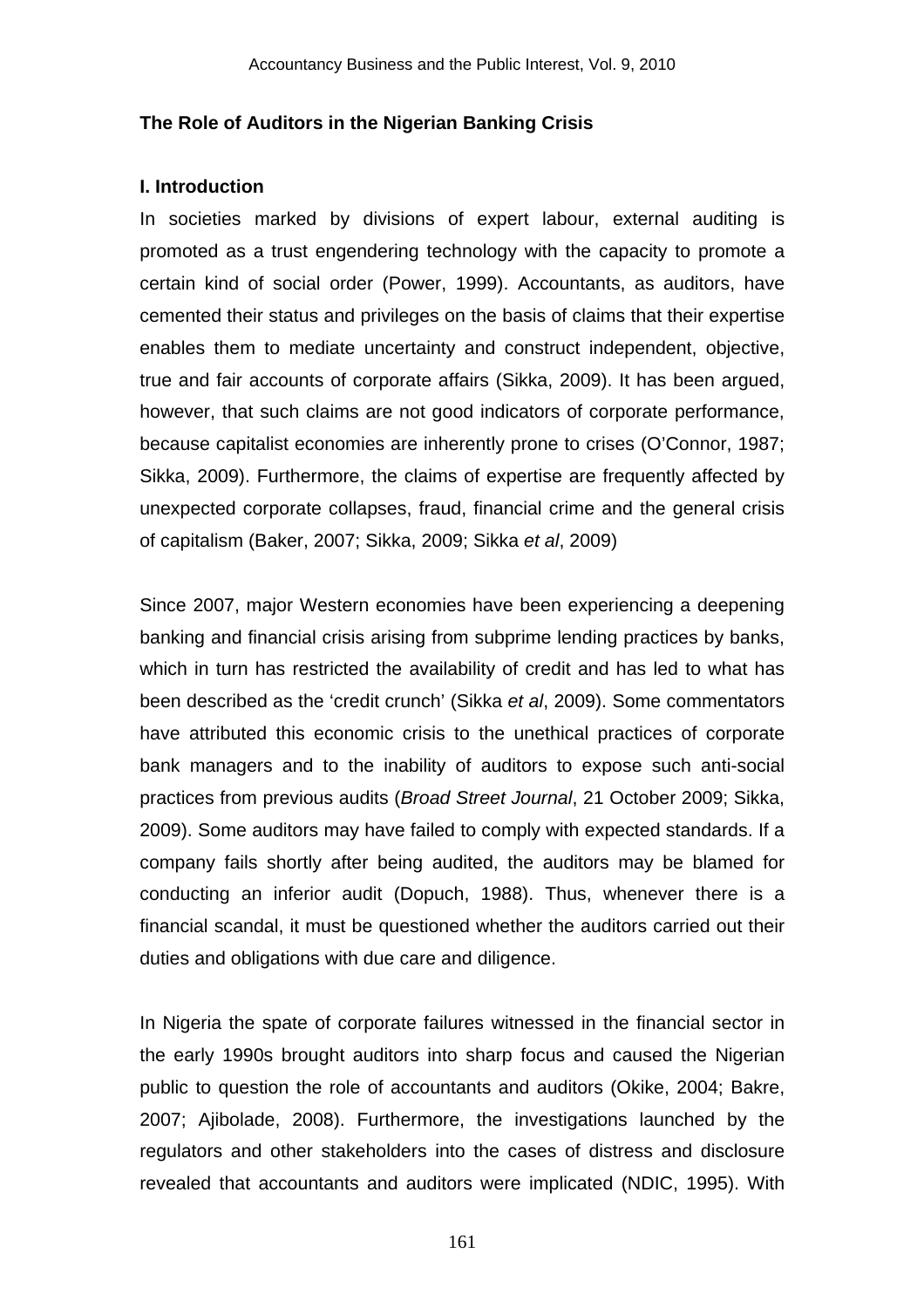**The Role of Auditors in the Nigerian Banking Crisis**

**I. Introduction**

In societies marked by divisions of expert labour, external auditing is promoted as a trust engendering technology with the capacity to promote a certain kind of social order (Power, 1999). Accountants, as auditors, have cemented their status and privileges on the basis of claims that their expertise enables them to mediate uncertainty and construct independent, objective, true and fair accounts of corporate affairs (Sikka, 2009). It has been argued, however, that such claims are not good indicators of corporate performance, because capitalist economies are inherently prone to crises (O'Connor, 1987; Sikka, 2009). Furthermore, the claims of expertise are frequently affected by unexpected corporate collapses, fraud, financial crime and the general crisis of capitalism (Baker, 2007; Sikka, 2009; Sikka *et al*, 2009)

Since 2007, major Western economies have been experiencing a deepening banking and financial crisis arising from subprime lending practices by banks, which in turn has restricted the availability of credit and has led to what has been described as the 'credit crunch' (Sikka *et al*, 2009). Some commentators have attributed this economic crisis to the unethical practices of corporate bank managers and to the inability of auditors to expose such anti-social practices from previous audits (*Broad Street Journal*, 21 October 2009; Sikka, 2009). Some auditors may have failed to comply with expected standards. If a company fails shortly after being audited, the auditors may be blamed for conducting an inferior audit (Dopuch, 1988). Thus, whenever there is a financial scandal, it must be questioned whether the auditors carried out their duties and obligations with due care and diligence.

In Nigeria the spate of corporate failures witnessed in the financial sector in the early 1990s brought auditors into sharp focus and caused the Nigerian public to question the role of accountants and auditors (Okike, 2004; Bakre, 2007; Ajibolade, 2008). Furthermore, the investigations launched by the regulators and other stakeholders into the cases of distress and disclosure revealed that accountants and auditors were implicated (NDIC, 1995). With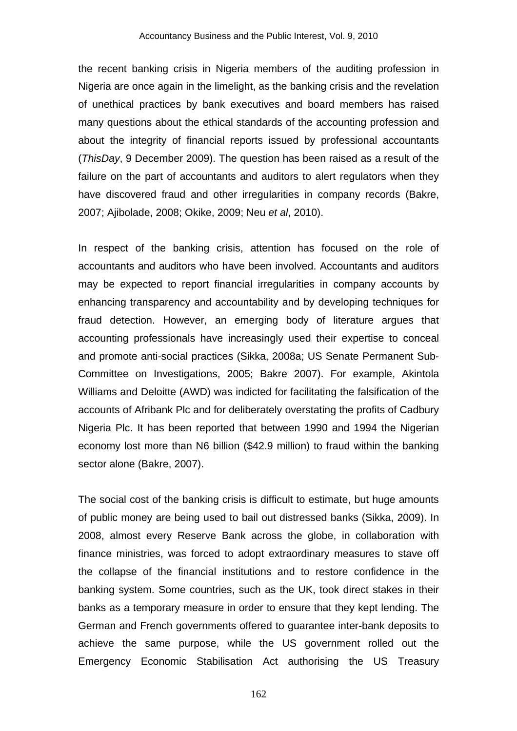the recent banking crisis in Nigeria members of the auditing profession in Nigeria are once again in the limelight, as the banking crisis and the revelation of unethical practices by bank executives and board members has raised many questions about the ethical standards of the accounting profession and about the integrity of financial reports issued by professional accountants (*ThisDay*, 9 December 2009). The question has been raised as a result of the failure on the part of accountants and auditors to alert regulators when they have discovered fraud and other irregularities in company records (Bakre, 2007; Ajibolade, 2008; Okike, 2009; Neu *et al*, 2010).

In respect of the banking crisis, attention has focused on the role of accountants and auditors who have been involved. Accountants and auditors may be expected to report financial irregularities in company accounts by enhancing transparency and accountability and by developing techniques for fraud detection. However, an emerging body of literature argues that accounting professionals have increasingly used their expertise to conceal and promote anti-social practices (Sikka, 2008a; US Senate Permanent Sub-Committee on Investigations, 2005; Bakre 2007). For example, Akintola Williams and Deloitte (AWD) was indicted for facilitating the falsification of the accounts of Afribank Plc and for deliberately overstating the profits of Cadbury Nigeria Plc. It has been reported that between 1990 and 1994 the Nigerian economy lost more than N6 billion ($42.9 million) to fraud within the banking sector alone (Bakre, 2007).

The social cost of the banking crisis is difficult to estimate, but huge amounts of public money are being used to bail out distressed banks (Sikka, 2009). In 2008, almost every Reserve Bank across the globe, in collaboration with finance ministries, was forced to adopt extraordinary measures to stave off the collapse of the financial institutions and to restore confidence in the banking system. Some countries, such as the UK, took direct stakes in their banks as a temporary measure in order to ensure that they kept lending. The German and French governments offered to guarantee inter-bank deposits to achieve the same purpose, while the US government rolled out the Emergency Economic Stabilisation Act authorising the US Treasury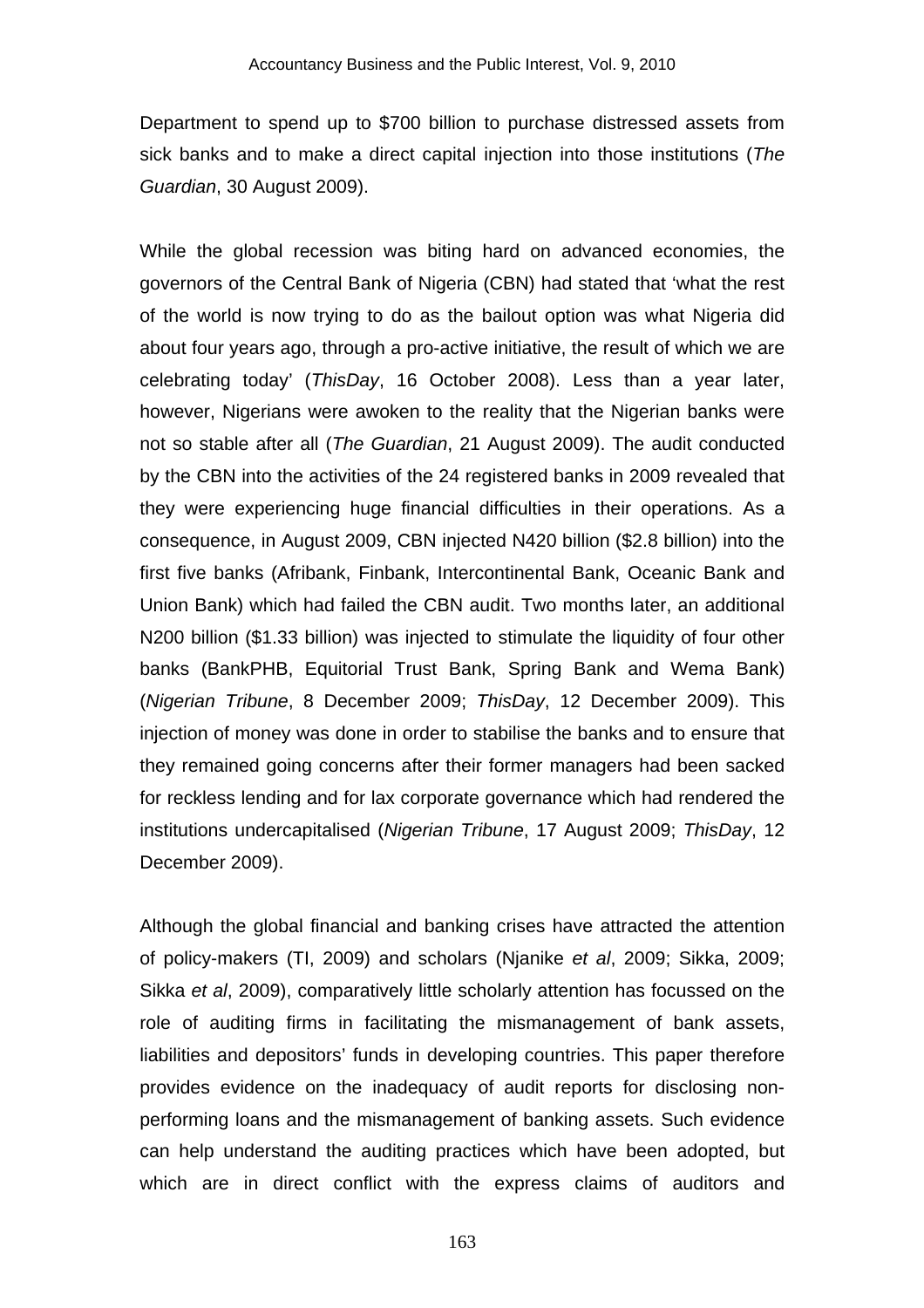Department to spend up to $700 billion to purchase distressed assets from sick banks and to make a direct capital injection into those institutions (*The Guardian*, 30 August 2009).

While the global recession was biting hard on advanced economies, the governors of the Central Bank of Nigeria (CBN) had stated that 'what the rest of the world is now trying to do as the bailout option was what Nigeria did about four years ago, through a pro-active initiative, the result of which we are celebrating today' (*ThisDay*, 16 October 2008). Less than a year later, however, Nigerians were awoken to the reality that the Nigerian banks were not so stable after all (*The Guardian*, 21 August 2009). The audit conducted by the CBN into the activities of the 24 registered banks in 2009 revealed that they were experiencing huge financial difficulties in their operations. As a consequence, in August 2009, CBN injected N420 billion ($2.8 billion) into the first five banks (Afribank, Finbank, Intercontinental Bank, Oceanic Bank and Union Bank) which had failed the CBN audit. Two months later, an additional N200 billion ($1.33 billion) was injected to stimulate the liquidity of four other banks (BankPHB, Equitorial Trust Bank, Spring Bank and Wema Bank) (*Nigerian Tribune*, 8 December 2009; *ThisDay*, 12 December 2009). This injection of money was done in order to stabilise the banks and to ensure that they remained going concerns after their former managers had been sacked for reckless lending and for lax corporate governance which had rendered the institutions undercapitalised (*Nigerian Tribune*, 17 August 2009; *ThisDay*, 12 December 2009).

Although the global financial and banking crises have attracted the attention of policy-makers (TI, 2009) and scholars (Njanike *et al*, 2009; Sikka, 2009; Sikka *et al*, 2009), comparatively little scholarly attention has focussed on the role of auditing firms in facilitating the mismanagement of bank assets, liabilities and depositors' funds in developing countries. This paper therefore provides evidence on the inadequacy of audit reports for disclosing non-performing loans and the mismanagement of banking assets. Such evidence can help understand the auditing practices which have been adopted, but which are in direct conflict with the express claims of auditors and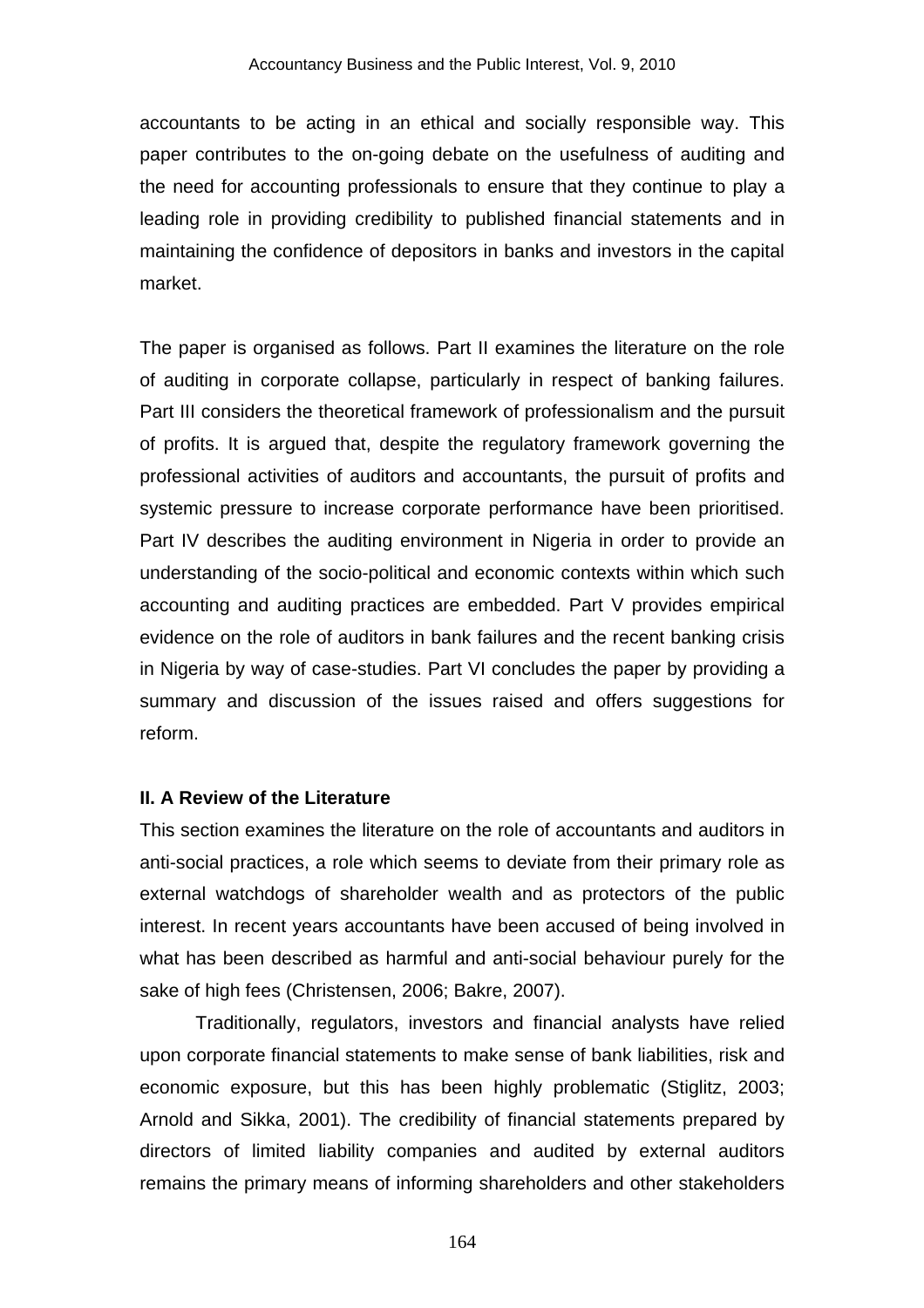accountants to be acting in an ethical and socially responsible way. This paper contributes to the on-going debate on the usefulness of auditing and the need for accounting professionals to ensure that they continue to play a leading role in providing credibility to published financial statements and in maintaining the confidence of depositors in banks and investors in the capital market.

The paper is organised as follows. Part II examines the literature on the role of auditing in corporate collapse, particularly in respect of banking failures. Part III considers the theoretical framework of professionalism and the pursuit of profits. It is argued that, despite the regulatory framework governing the professional activities of auditors and accountants, the pursuit of profits and systemic pressure to increase corporate performance have been prioritised. Part IV describes the auditing environment in Nigeria in order to provide an understanding of the socio-political and economic contexts within which such accounting and auditing practices are embedded. Part V provides empirical evidence on the role of auditors in bank failures and the recent banking crisis in Nigeria by way of case-studies. Part VI concludes the paper by providing a summary and discussion of the issues raised and offers suggestions for reform.

## II. A Review of the Literature

This section examines the literature on the role of accountants and auditors in anti-social practices, a role which seems to deviate from their primary role as external watchdogs of shareholder wealth and as protectors of the public interest. In recent years accountants have been accused of being involved in what has been described as harmful and anti-social behaviour purely for the sake of high fees (Christensen, 2006; Bakre, 2007).

Traditionally, regulators, investors and financial analysts have relied upon corporate financial statements to make sense of bank liabilities, risk and economic exposure, but this has been highly problematic (Stiglitz, 2003; Arnold and Sikka, 2001). The credibility of financial statements prepared by directors of limited liability companies and audited by external auditors remains the primary means of informing shareholders and other stakeholders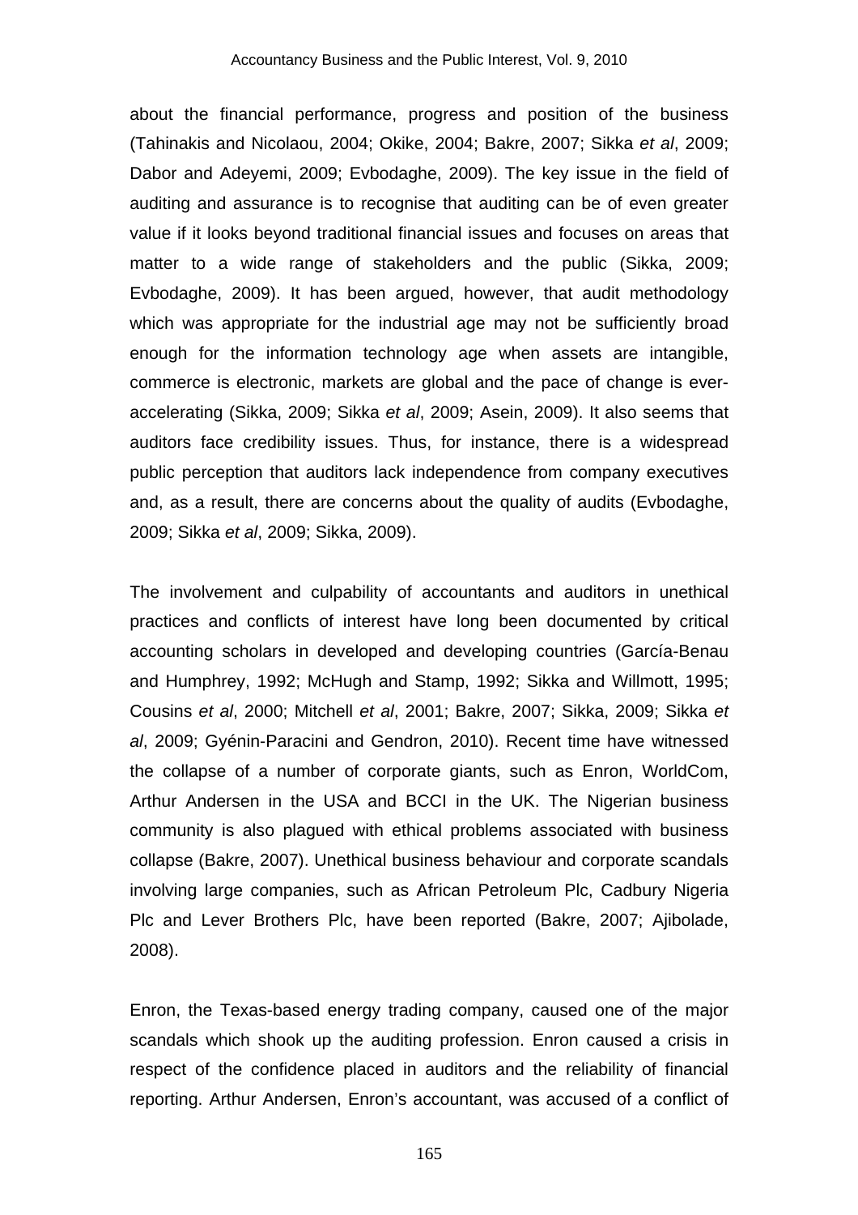about the financial performance, progress and position of the business (Tahinakis and Nicolaou, 2004; Okike, 2004; Bakre, 2007; Sikka *et al*, 2009; Dabor and Adeyemi, 2009; Evbodaghe, 2009). The key issue in the field of auditing and assurance is to recognise that auditing can be of even greater value if it looks beyond traditional financial issues and focuses on areas that matter to a wide range of stakeholders and the public (Sikka, 2009; Evbodaghe, 2009). It has been argued, however, that audit methodology which was appropriate for the industrial age may not be sufficiently broad enough for the information technology age when assets are intangible, commerce is electronic, markets are global and the pace of change is ever-accelerating (Sikka, 2009; Sikka *et al*, 2009; Asein, 2009). It also seems that auditors face credibility issues. Thus, for instance, there is a widespread public perception that auditors lack independence from company executives and, as a result, there are concerns about the quality of audits (Evbodaghe, 2009; Sikka *et al*, 2009; Sikka, 2009).

The involvement and culpability of accountants and auditors in unethical practices and conflicts of interest have long been documented by critical accounting scholars in developed and developing countries (García-Benau and Humphrey, 1992; McHugh and Stamp, 1992; Sikka and Willmott, 1995; Cousins *et al*, 2000; Mitchell *et al*, 2001; Bakre, 2007; Sikka, 2009; Sikka *et al*, 2009; Gyénin-Paracini and Gendron, 2010). Recent time have witnessed the collapse of a number of corporate giants, such as Enron, WorldCom, Arthur Andersen in the USA and BCCI in the UK. The Nigerian business community is also plagued with ethical problems associated with business collapse (Bakre, 2007). Unethical business behaviour and corporate scandals involving large companies, such as African Petroleum Plc, Cadbury Nigeria Plc and Lever Brothers Plc, have been reported (Bakre, 2007; Ajibolade, 2008).

Enron, the Texas-based energy trading company, caused one of the major scandals which shook up the auditing profession. Enron caused a crisis in respect of the confidence placed in auditors and the reliability of financial reporting. Arthur Andersen, Enron's accountant, was accused of a conflict of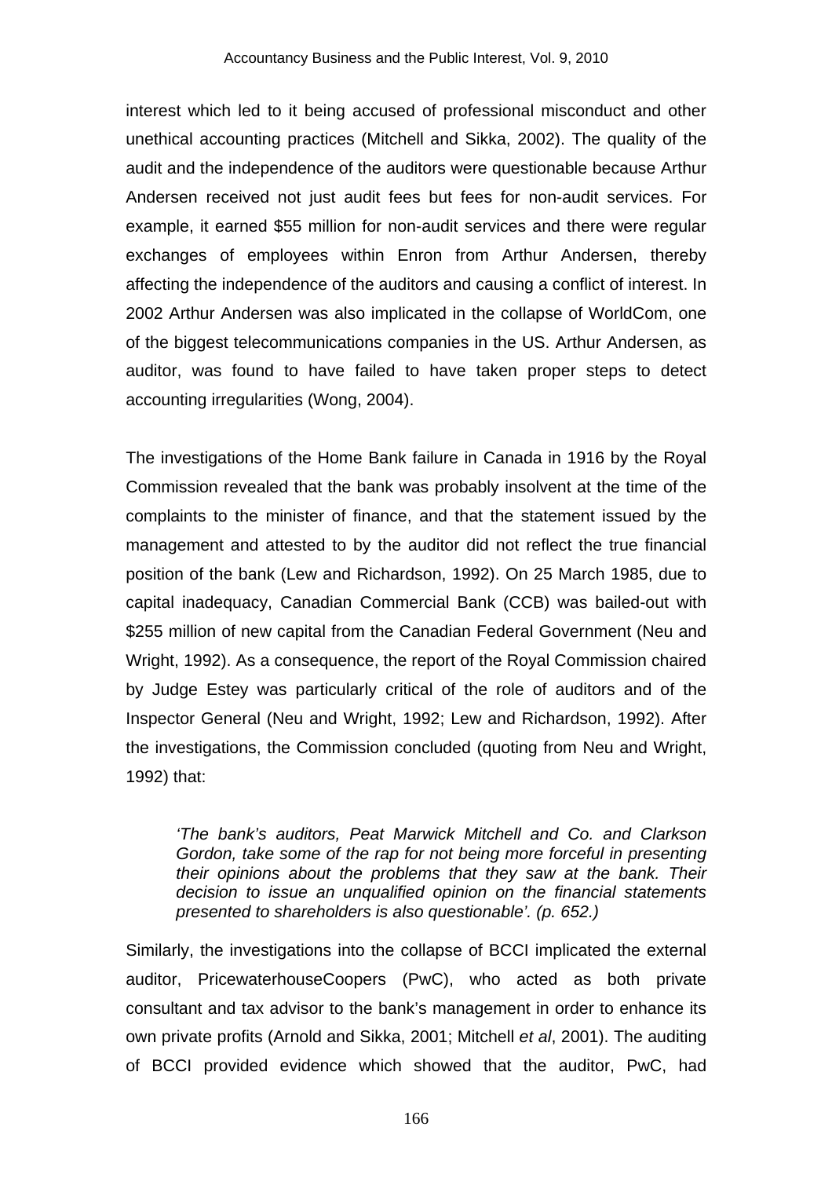interest which led to it being accused of professional misconduct and other unethical accounting practices (Mitchell and Sikka, 2002). The quality of the audit and the independence of the auditors were questionable because Arthur Andersen received not just audit fees but fees for non-audit services. For example, it earned $55 million for non-audit services and there were regular exchanges of employees within Enron from Arthur Andersen, thereby affecting the independence of the auditors and causing a conflict of interest. In 2002 Arthur Andersen was also implicated in the collapse of WorldCom, one of the biggest telecommunications companies in the US. Arthur Andersen, as auditor, was found to have failed to have taken proper steps to detect accounting irregularities (Wong, 2004).

The investigations of the Home Bank failure in Canada in 1916 by the Royal Commission revealed that the bank was probably insolvent at the time of the complaints to the minister of finance, and that the statement issued by the management and attested to by the auditor did not reflect the true financial position of the bank (Lew and Richardson, 1992). On 25 March 1985, due to capital inadequacy, Canadian Commercial Bank (CCB) was bailed-out with $255 million of new capital from the Canadian Federal Government (Neu and Wright, 1992). As a consequence, the report of the Royal Commission chaired by Judge Estey was particularly critical of the role of auditors and of the Inspector General (Neu and Wright, 1992; Lew and Richardson, 1992). After the investigations, the Commission concluded (quoting from Neu and Wright, 1992) that:

> *'The bank's auditors, Peat Marwick Mitchell and Co. and Clarkson Gordon, take some of the rap for not being more forceful in presenting their opinions about the problems that they saw at the bank. Their decision to issue an unqualified opinion on the financial statements presented to shareholders is also questionable'. (p. 652.)*

Similarly, the investigations into the collapse of BCCI implicated the external auditor, PricewaterhouseCoopers (PwC), who acted as both private consultant and tax advisor to the bank's management in order to enhance its own private profits (Arnold and Sikka, 2001; Mitchell *et al*, 2001). The auditing of BCCI provided evidence which showed that the auditor, PwC, had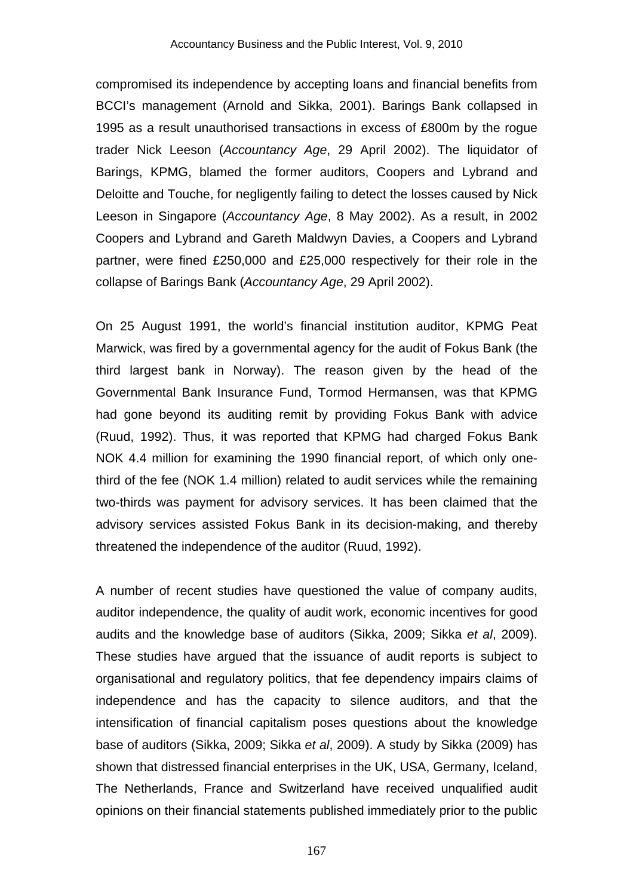compromised its independence by accepting loans and financial benefits from BCCI's management (Arnold and Sikka, 2001). Barings Bank collapsed in 1995 as a result unauthorised transactions in excess of £800m by the rogue trader Nick Leeson (*Accountancy Age*, 29 April 2002). The liquidator of Barings, KPMG, blamed the former auditors, Coopers and Lybrand and Deloitte and Touche, for negligently failing to detect the losses caused by Nick Leeson in Singapore (*Accountancy Age*, 8 May 2002). As a result, in 2002 Coopers and Lybrand and Gareth Maldwyn Davies, a Coopers and Lybrand partner, were fined £250,000 and £25,000 respectively for their role in the collapse of Barings Bank (*Accountancy Age*, 29 April 2002).

On 25 August 1991, the world's financial institution auditor, KPMG Peat Marwick, was fired by a governmental agency for the audit of Fokus Bank (the third largest bank in Norway). The reason given by the head of the Governmental Bank Insurance Fund, Tormod Hermansen, was that KPMG had gone beyond its auditing remit by providing Fokus Bank with advice (Ruud, 1992). Thus, it was reported that KPMG had charged Fokus Bank NOK 4.4 million for examining the 1990 financial report, of which only one-third of the fee (NOK 1.4 million) related to audit services while the remaining two-thirds was payment for advisory services. It has been claimed that the advisory services assisted Fokus Bank in its decision-making, and thereby threatened the independence of the auditor (Ruud, 1992).

A number of recent studies have questioned the value of company audits, auditor independence, the quality of audit work, economic incentives for good audits and the knowledge base of auditors (Sikka, 2009; Sikka *et al*, 2009). These studies have argued that the issuance of audit reports is subject to organisational and regulatory politics, that fee dependency impairs claims of independence and has the capacity to silence auditors, and that the intensification of financial capitalism poses questions about the knowledge base of auditors (Sikka, 2009; Sikka *et al*, 2009). A study by Sikka (2009) has shown that distressed financial enterprises in the UK, USA, Germany, Iceland, The Netherlands, France and Switzerland have received unqualified audit opinions on their financial statements published immediately prior to the public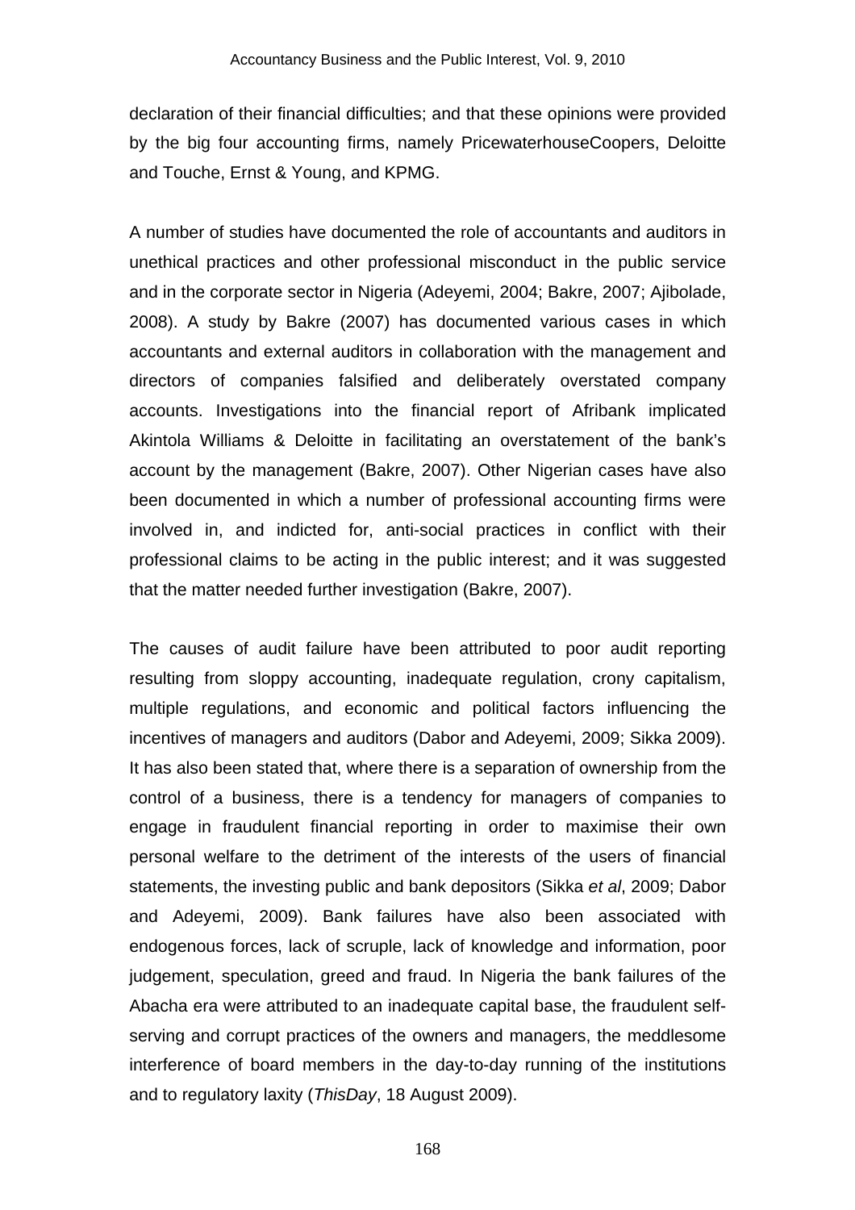declaration of their financial difficulties; and that these opinions were provided by the big four accounting firms, namely PricewaterhouseCoopers, Deloitte and Touche, Ernst & Young, and KPMG.

A number of studies have documented the role of accountants and auditors in unethical practices and other professional misconduct in the public service and in the corporate sector in Nigeria (Adeyemi, 2004; Bakre, 2007; Ajibolade, 2008). A study by Bakre (2007) has documented various cases in which accountants and external auditors in collaboration with the management and directors of companies falsified and deliberately overstated company accounts. Investigations into the financial report of Afribank implicated Akintola Williams & Deloitte in facilitating an overstatement of the bank's account by the management (Bakre, 2007). Other Nigerian cases have also been documented in which a number of professional accounting firms were involved in, and indicted for, anti-social practices in conflict with their professional claims to be acting in the public interest; and it was suggested that the matter needed further investigation (Bakre, 2007).

The causes of audit failure have been attributed to poor audit reporting resulting from sloppy accounting, inadequate regulation, crony capitalism, multiple regulations, and economic and political factors influencing the incentives of managers and auditors (Dabor and Adeyemi, 2009; Sikka 2009). It has also been stated that, where there is a separation of ownership from the control of a business, there is a tendency for managers of companies to engage in fraudulent financial reporting in order to maximise their own personal welfare to the detriment of the interests of the users of financial statements, the investing public and bank depositors (Sikka *et al*, 2009; Dabor and Adeyemi, 2009). Bank failures have also been associated with endogenous forces, lack of scruple, lack of knowledge and information, poor judgement, speculation, greed and fraud. In Nigeria the bank failures of the Abacha era were attributed to an inadequate capital base, the fraudulent self-serving and corrupt practices of the owners and managers, the meddlesome interference of board members in the day-to-day running of the institutions and to regulatory laxity (*ThisDay*, 18 August 2009).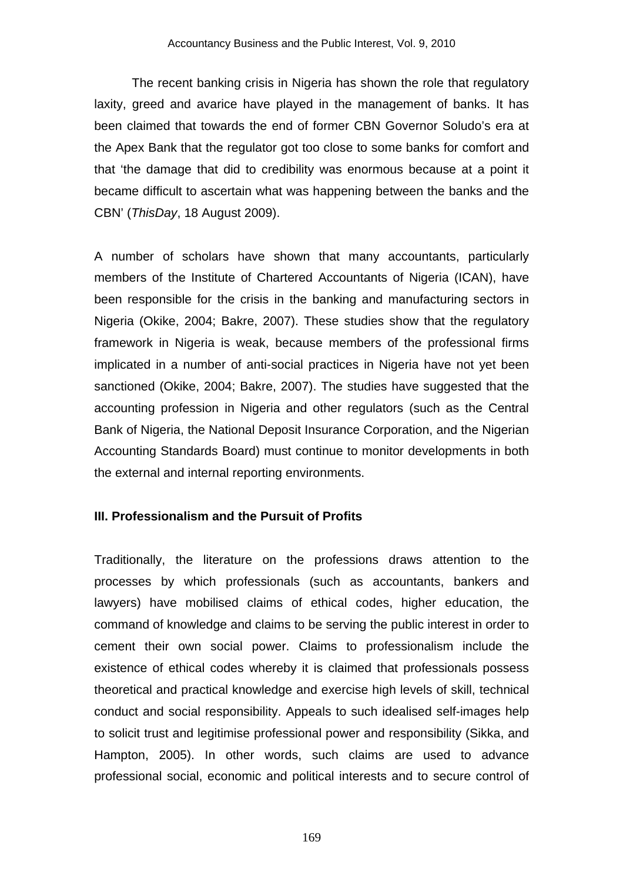The recent banking crisis in Nigeria has shown the role that regulatory laxity, greed and avarice have played in the management of banks. It has been claimed that towards the end of former CBN Governor Soludo's era at the Apex Bank that the regulator got too close to some banks for comfort and that 'the damage that did to credibility was enormous because at a point it became difficult to ascertain what was happening between the banks and the CBN' (*ThisDay*, 18 August 2009).

A number of scholars have shown that many accountants, particularly members of the Institute of Chartered Accountants of Nigeria (ICAN), have been responsible for the crisis in the banking and manufacturing sectors in Nigeria (Okike, 2004; Bakre, 2007). These studies show that the regulatory framework in Nigeria is weak, because members of the professional firms implicated in a number of anti-social practices in Nigeria have not yet been sanctioned (Okike, 2004; Bakre, 2007). The studies have suggested that the accounting profession in Nigeria and other regulators (such as the Central Bank of Nigeria, the National Deposit Insurance Corporation, and the Nigerian Accounting Standards Board) must continue to monitor developments in both the external and internal reporting environments.

### III. Professionalism and the Pursuit of Profits

Traditionally, the literature on the professions draws attention to the processes by which professionals (such as accountants, bankers and lawyers) have mobilised claims of ethical codes, higher education, the command of knowledge and claims to be serving the public interest in order to cement their own social power. Claims to professionalism include the existence of ethical codes whereby it is claimed that professionals possess theoretical and practical knowledge and exercise high levels of skill, technical conduct and social responsibility. Appeals to such idealised self-images help to solicit trust and legitimise professional power and responsibility (Sikka, and Hampton, 2005). In other words, such claims are used to advance professional social, economic and political interests and to secure control of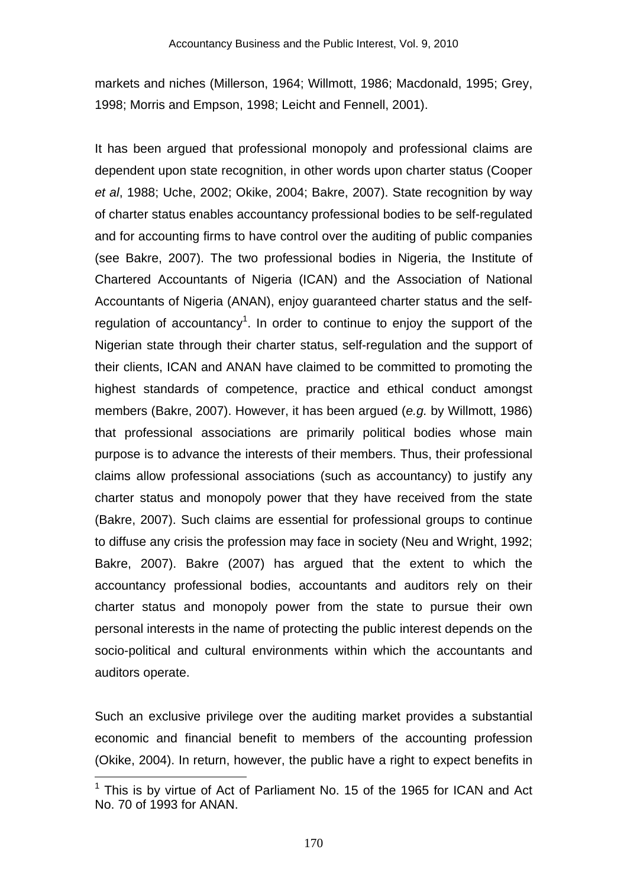markets and niches (Millerson, 1964; Willmott, 1986; Macdonald, 1995; Grey, 1998; Morris and Empson, 1998; Leicht and Fennell, 2001).

It has been argued that professional monopoly and professional claims are dependent upon state recognition, in other words upon charter status (Cooper *et al*, 1988; Uche, 2002; Okike, 2004; Bakre, 2007). State recognition by way of charter status enables accountancy professional bodies to be self-regulated and for accounting firms to have control over the auditing of public companies (see Bakre, 2007). The two professional bodies in Nigeria, the Institute of Chartered Accountants of Nigeria (ICAN) and the Association of National Accountants of Nigeria (ANAN), enjoy guaranteed charter status and the self-regulation of accountancy[1]. In order to continue to enjoy the support of the Nigerian state through their charter status, self-regulation and the support of their clients, ICAN and ANAN have claimed to be committed to promoting the highest standards of competence, practice and ethical conduct amongst members (Bakre, 2007). However, it has been argued (*e.g.* by Willmott, 1986) that professional associations are primarily political bodies whose main purpose is to advance the interests of their members. Thus, their professional claims allow professional associations (such as accountancy) to justify any charter status and monopoly power that they have received from the state (Bakre, 2007). Such claims are essential for professional groups to continue to diffuse any crisis the profession may face in society (Neu and Wright, 1992; Bakre, 2007). Bakre (2007) has argued that the extent to which the accountancy professional bodies, accountants and auditors rely on their charter status and monopoly power from the state to pursue their own personal interests in the name of protecting the public interest depends on the socio-political and cultural environments within which the accountants and auditors operate.

Such an exclusive privilege over the auditing market provides a substantial economic and financial benefit to members of the accounting profession (Okike, 2004). In return, however, the public have a right to expect benefits in

[1] This is by virtue of Act of Parliament No. 15 of the 1965 for ICAN and Act No. 70 of 1993 for ANAN.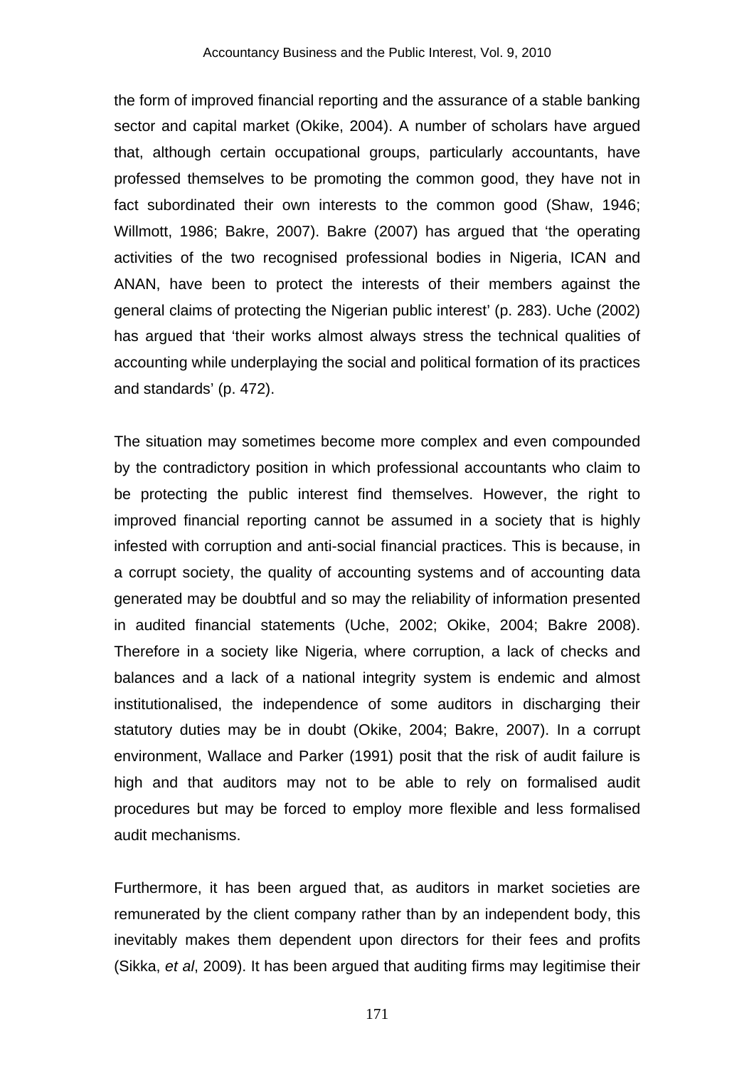the form of improved financial reporting and the assurance of a stable banking sector and capital market (Okike, 2004). A number of scholars have argued that, although certain occupational groups, particularly accountants, have professed themselves to be promoting the common good, they have not in fact subordinated their own interests to the common good (Shaw, 1946; Willmott, 1986; Bakre, 2007). Bakre (2007) has argued that 'the operating activities of the two recognised professional bodies in Nigeria, ICAN and ANAN, have been to protect the interests of their members against the general claims of protecting the Nigerian public interest' (p. 283). Uche (2002) has argued that 'their works almost always stress the technical qualities of accounting while underplaying the social and political formation of its practices and standards' (p. 472).

The situation may sometimes become more complex and even compounded by the contradictory position in which professional accountants who claim to be protecting the public interest find themselves. However, the right to improved financial reporting cannot be assumed in a society that is highly infested with corruption and anti-social financial practices. This is because, in a corrupt society, the quality of accounting systems and of accounting data generated may be doubtful and so may the reliability of information presented in audited financial statements (Uche, 2002; Okike, 2004; Bakre 2008). Therefore in a society like Nigeria, where corruption, a lack of checks and balances and a lack of a national integrity system is endemic and almost institutionalised, the independence of some auditors in discharging their statutory duties may be in doubt (Okike, 2004; Bakre, 2007). In a corrupt environment, Wallace and Parker (1991) posit that the risk of audit failure is high and that auditors may not to be able to rely on formalised audit procedures but may be forced to employ more flexible and less formalised audit mechanisms.

Furthermore, it has been argued that, as auditors in market societies are remunerated by the client company rather than by an independent body, this inevitably makes them dependent upon directors for their fees and profits (Sikka, *et al*, 2009). It has been argued that auditing firms may legitimise their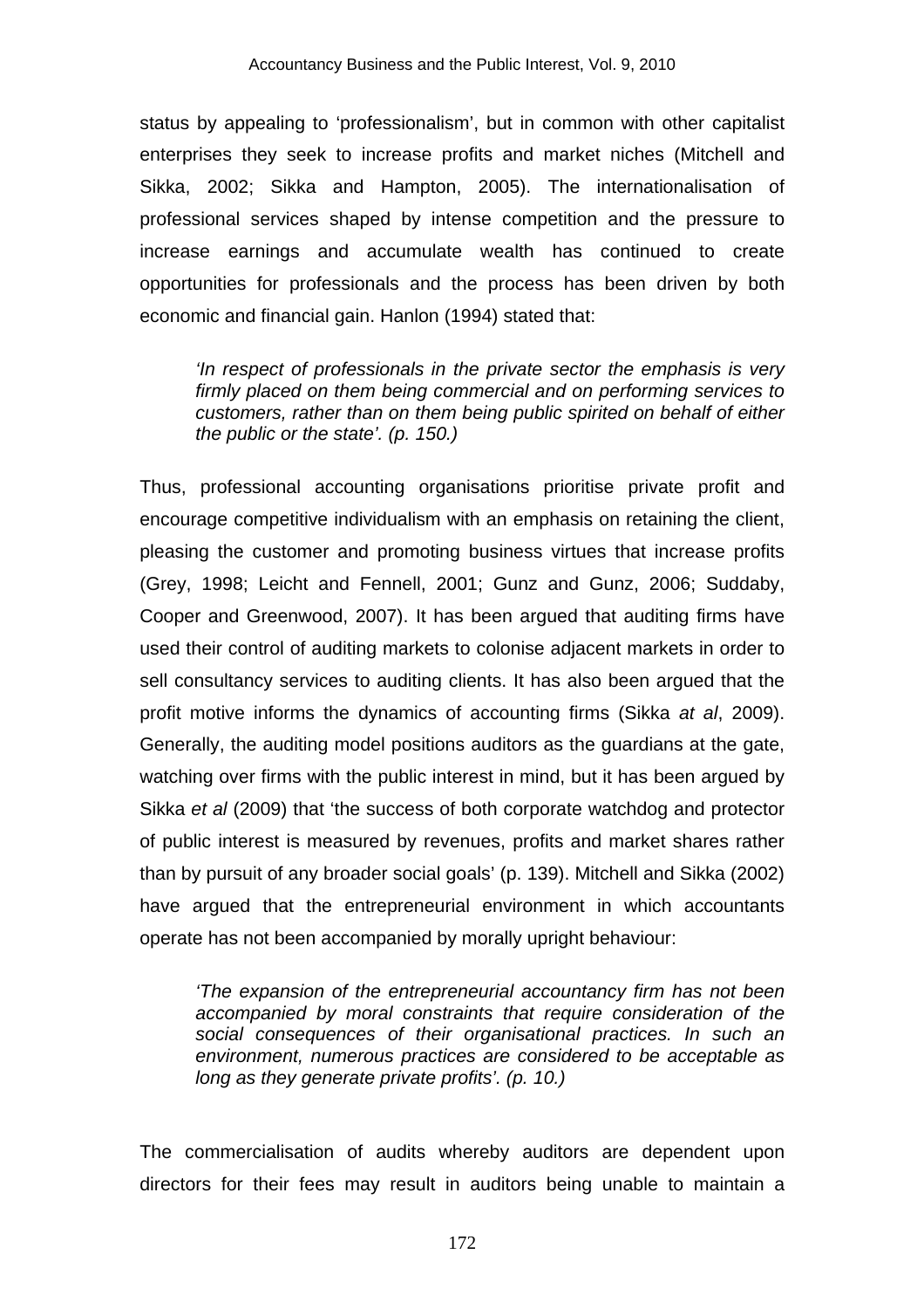status by appealing to 'professionalism', but in common with other capitalist enterprises they seek to increase profits and market niches (Mitchell and Sikka, 2002; Sikka and Hampton, 2005). The internationalisation of professional services shaped by intense competition and the pressure to increase earnings and accumulate wealth has continued to create opportunities for professionals and the process has been driven by both economic and financial gain. Hanlon (1994) stated that:

> *'In respect of professionals in the private sector the emphasis is very firmly placed on them being commercial and on performing services to customers, rather than on them being public spirited on behalf of either the public or the state'. (p. 150.)*

Thus, professional accounting organisations prioritise private profit and encourage competitive individualism with an emphasis on retaining the client, pleasing the customer and promoting business virtues that increase profits (Grey, 1998; Leicht and Fennell, 2001; Gunz and Gunz, 2006; Suddaby, Cooper and Greenwood, 2007). It has been argued that auditing firms have used their control of auditing markets to colonise adjacent markets in order to sell consultancy services to auditing clients. It has also been argued that the profit motive informs the dynamics of accounting firms (Sikka *at al*, 2009). Generally, the auditing model positions auditors as the guardians at the gate, watching over firms with the public interest in mind, but it has been argued by Sikka *et al* (2009) that 'the success of both corporate watchdog and protector of public interest is measured by revenues, profits and market shares rather than by pursuit of any broader social goals' (p. 139). Mitchell and Sikka (2002) have argued that the entrepreneurial environment in which accountants operate has not been accompanied by morally upright behaviour:

> *'The expansion of the entrepreneurial accountancy firm has not been accompanied by moral constraints that require consideration of the social consequences of their organisational practices. In such an environment, numerous practices are considered to be acceptable as long as they generate private profits'. (p. 10.)*

The commercialisation of audits whereby auditors are dependent upon directors for their fees may result in auditors being unable to maintain a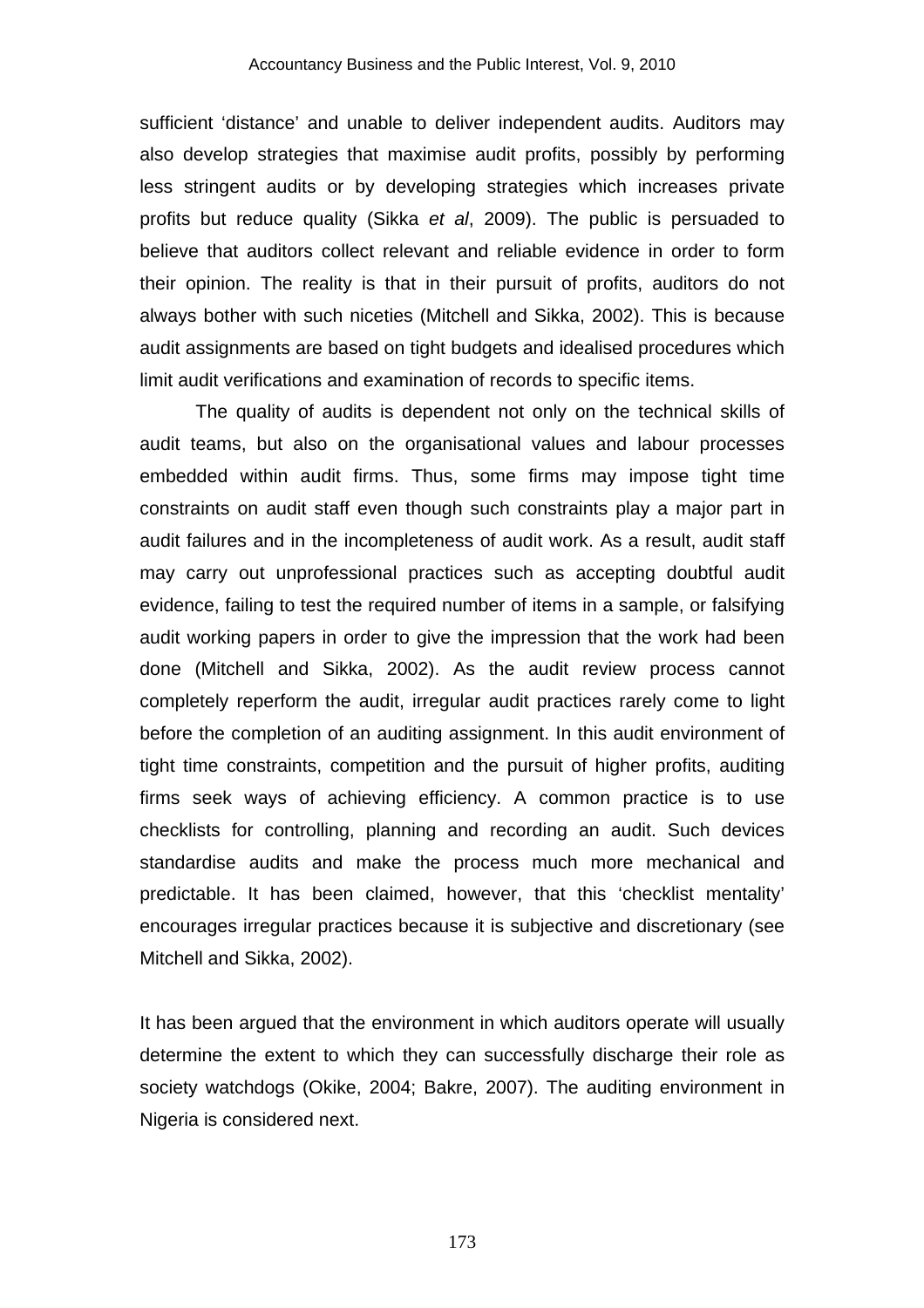sufficient 'distance' and unable to deliver independent audits. Auditors may also develop strategies that maximise audit profits, possibly by performing less stringent audits or by developing strategies which increases private profits but reduce quality (Sikka *et al*, 2009). The public is persuaded to believe that auditors collect relevant and reliable evidence in order to form their opinion. The reality is that in their pursuit of profits, auditors do not always bother with such niceties (Mitchell and Sikka, 2002). This is because audit assignments are based on tight budgets and idealised procedures which limit audit verifications and examination of records to specific items.

The quality of audits is dependent not only on the technical skills of audit teams, but also on the organisational values and labour processes embedded within audit firms. Thus, some firms may impose tight time constraints on audit staff even though such constraints play a major part in audit failures and in the incompleteness of audit work. As a result, audit staff may carry out unprofessional practices such as accepting doubtful audit evidence, failing to test the required number of items in a sample, or falsifying audit working papers in order to give the impression that the work had been done (Mitchell and Sikka, 2002). As the audit review process cannot completely reperform the audit, irregular audit practices rarely come to light before the completion of an auditing assignment. In this audit environment of tight time constraints, competition and the pursuit of higher profits, auditing firms seek ways of achieving efficiency. A common practice is to use checklists for controlling, planning and recording an audit. Such devices standardise audits and make the process much more mechanical and predictable. It has been claimed, however, that this 'checklist mentality' encourages irregular practices because it is subjective and discretionary (see Mitchell and Sikka, 2002).

It has been argued that the environment in which auditors operate will usually determine the extent to which they can successfully discharge their role as society watchdogs (Okike, 2004; Bakre, 2007). The auditing environment in Nigeria is considered next.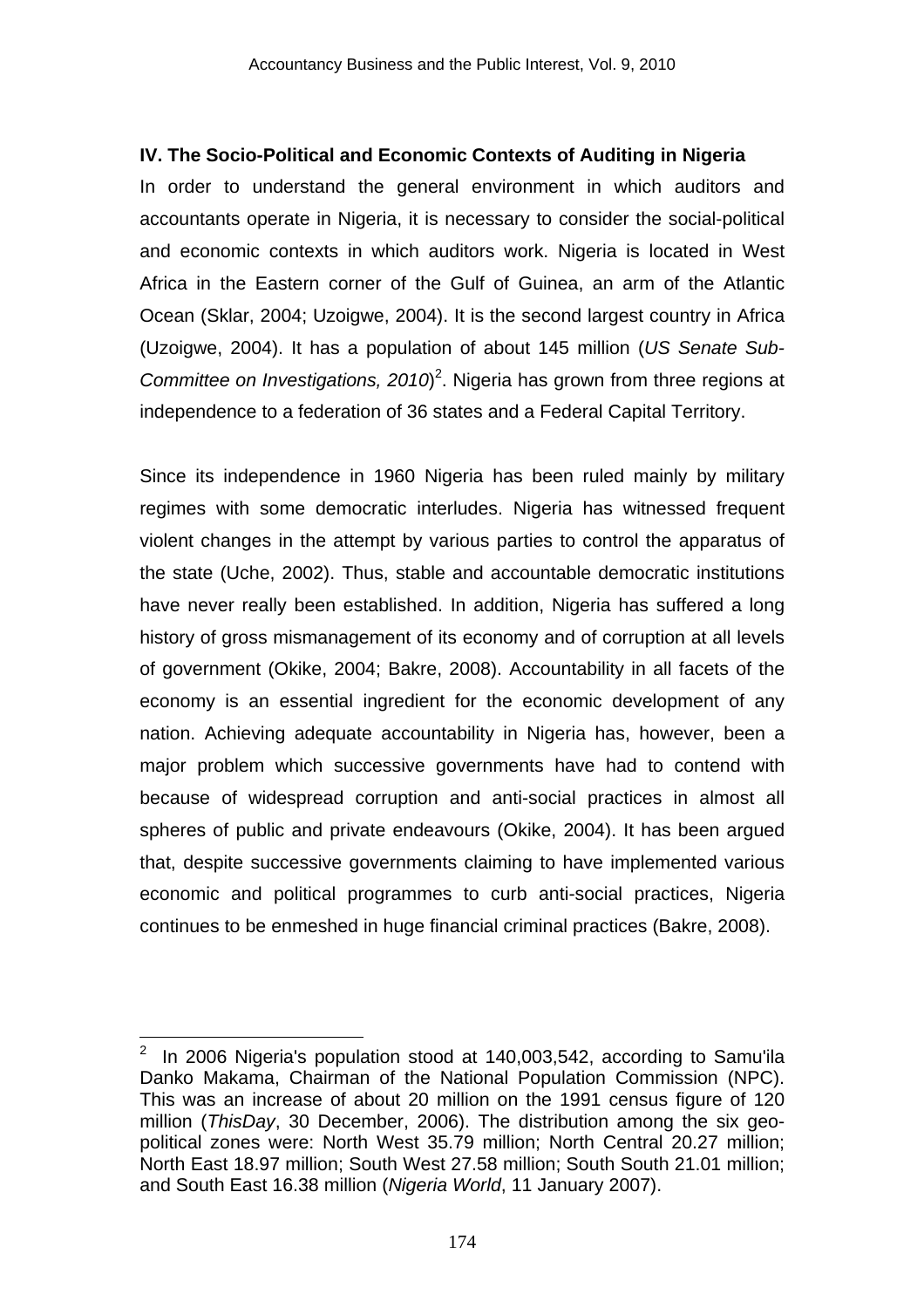### IV. The Socio-Political and Economic Contexts of Auditing in Nigeria

In order to understand the general environment in which auditors and accountants operate in Nigeria, it is necessary to consider the social-political and economic contexts in which auditors work. Nigeria is located in West Africa in the Eastern corner of the Gulf of Guinea, an arm of the Atlantic Ocean (Sklar, 2004; Uzoigwe, 2004). It is the second largest country in Africa (Uzoigwe, 2004). It has a population of about 145 million (*US Senate Sub-Committee on Investigations, 2010*)[2]. Nigeria has grown from three regions at independence to a federation of 36 states and a Federal Capital Territory.

Since its independence in 1960 Nigeria has been ruled mainly by military regimes with some democratic interludes. Nigeria has witnessed frequent violent changes in the attempt by various parties to control the apparatus of the state (Uche, 2002). Thus, stable and accountable democratic institutions have never really been established. In addition, Nigeria has suffered a long history of gross mismanagement of its economy and of corruption at all levels of government (Okike, 2004; Bakre, 2008). Accountability in all facets of the economy is an essential ingredient for the economic development of any nation. Achieving adequate accountability in Nigeria has, however, been a major problem which successive governments have had to contend with because of widespread corruption and anti-social practices in almost all spheres of public and private endeavours (Okike, 2004). It has been argued that, despite successive governments claiming to have implemented various economic and political programmes to curb anti-social practices, Nigeria continues to be enmeshed in huge financial criminal practices (Bakre, 2008).

---

[2] In 2006 Nigeria's population stood at 140,003,542, according to Samu'ila Danko Makama, Chairman of the National Population Commission (NPC). This was an increase of about 20 million on the 1991 census figure of 120 million (*ThisDay*, 30 December, 2006). The distribution among the six geo-political zones were: North West 35.79 million; North Central 20.27 million; North East 18.97 million; South West 27.58 million; South South 21.01 million; and South East 16.38 million (*Nigeria World*, 11 January 2007).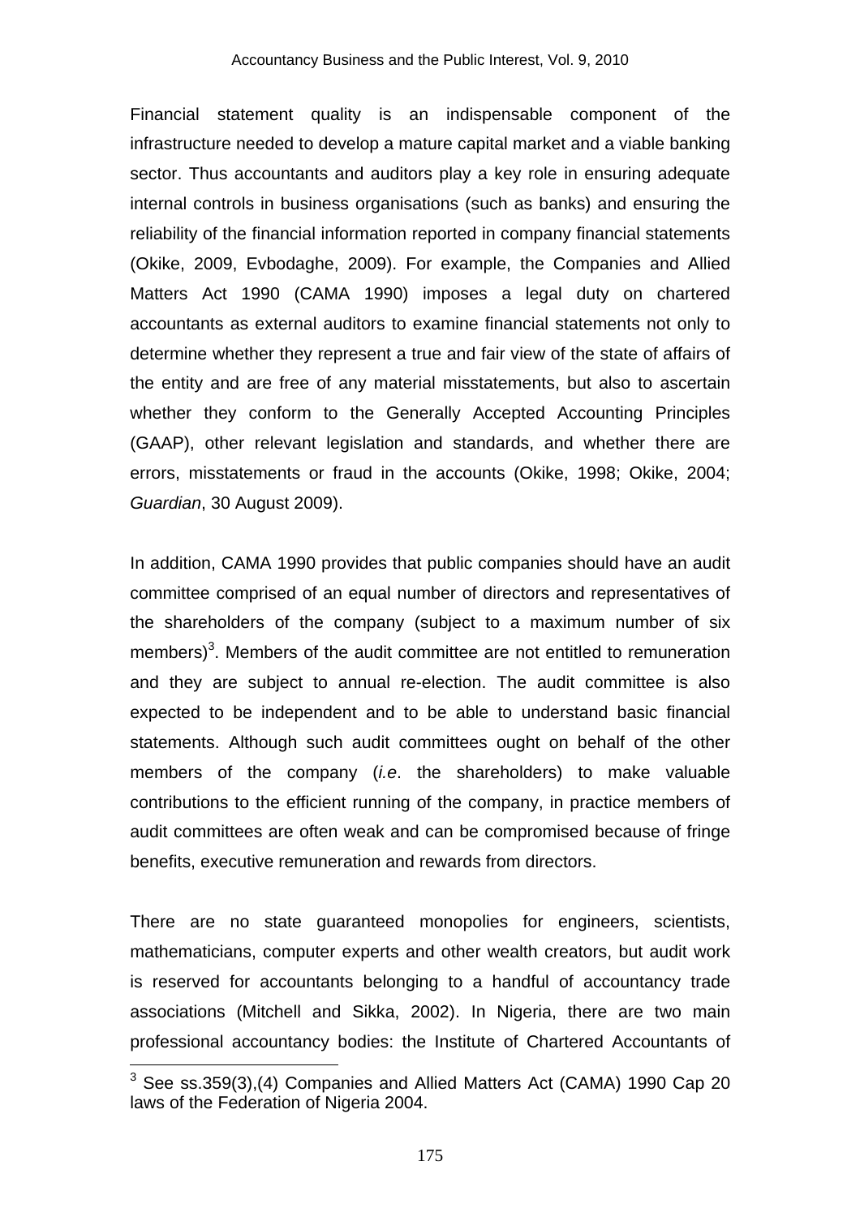Financial statement quality is an indispensable component of the infrastructure needed to develop a mature capital market and a viable banking sector. Thus accountants and auditors play a key role in ensuring adequate internal controls in business organisations (such as banks) and ensuring the reliability of the financial information reported in company financial statements (Okike, 2009, Evbodaghe, 2009). For example, the Companies and Allied Matters Act 1990 (CAMA 1990) imposes a legal duty on chartered accountants as external auditors to examine financial statements not only to determine whether they represent a true and fair view of the state of affairs of the entity and are free of any material misstatements, but also to ascertain whether they conform to the Generally Accepted Accounting Principles (GAAP), other relevant legislation and standards, and whether there are errors, misstatements or fraud in the accounts (Okike, 1998; Okike, 2004; *Guardian*, 30 August 2009).

In addition, CAMA 1990 provides that public companies should have an audit committee comprised of an equal number of directors and representatives of the shareholders of the company (subject to a maximum number of six members)[3]. Members of the audit committee are not entitled to remuneration and they are subject to annual re-election. The audit committee is also expected to be independent and to be able to understand basic financial statements. Although such audit committees ought on behalf of the other members of the company (*i.e*. the shareholders) to make valuable contributions to the efficient running of the company, in practice members of audit committees are often weak and can be compromised because of fringe benefits, executive remuneration and rewards from directors.

There are no state guaranteed monopolies for engineers, scientists, mathematicians, computer experts and other wealth creators, but audit work is reserved for accountants belonging to a handful of accountancy trade associations (Mitchell and Sikka, 2002). In Nigeria, there are two main professional accountancy bodies: the Institute of Chartered Accountants of

[3] See ss.359(3),(4) Companies and Allied Matters Act (CAMA) 1990 Cap 20 laws of the Federation of Nigeria 2004.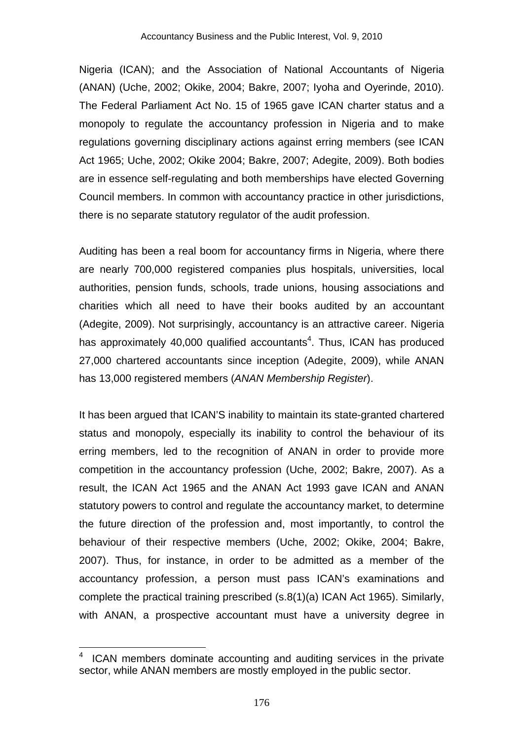Nigeria (ICAN); and the Association of National Accountants of Nigeria (ANAN) (Uche, 2002; Okike, 2004; Bakre, 2007; Iyoha and Oyerinde, 2010). The Federal Parliament Act No. 15 of 1965 gave ICAN charter status and a monopoly to regulate the accountancy profession in Nigeria and to make regulations governing disciplinary actions against erring members (see ICAN Act 1965; Uche, 2002; Okike 2004; Bakre, 2007; Adegite, 2009). Both bodies are in essence self-regulating and both memberships have elected Governing Council members. In common with accountancy practice in other jurisdictions, there is no separate statutory regulator of the audit profession.

Auditing has been a real boom for accountancy firms in Nigeria, where there are nearly 700,000 registered companies plus hospitals, universities, local authorities, pension funds, schools, trade unions, housing associations and charities which all need to have their books audited by an accountant (Adegite, 2009). Not surprisingly, accountancy is an attractive career. Nigeria has approximately 40,000 qualified accountants[4]. Thus, ICAN has produced 27,000 chartered accountants since inception (Adegite, 2009), while ANAN has 13,000 registered members (*ANAN Membership Register*).

It has been argued that ICAN'S inability to maintain its state-granted chartered status and monopoly, especially its inability to control the behaviour of its erring members, led to the recognition of ANAN in order to provide more competition in the accountancy profession (Uche, 2002; Bakre, 2007). As a result, the ICAN Act 1965 and the ANAN Act 1993 gave ICAN and ANAN statutory powers to control and regulate the accountancy market, to determine the future direction of the profession and, most importantly, to control the behaviour of their respective members (Uche, 2002; Okike, 2004; Bakre, 2007). Thus, for instance, in order to be admitted as a member of the accountancy profession, a person must pass ICAN's examinations and complete the practical training prescribed (s.8(1)(a) ICAN Act 1965). Similarly, with ANAN, a prospective accountant must have a university degree in

---

[4] ICAN members dominate accounting and auditing services in the private sector, while ANAN members are mostly employed in the public sector.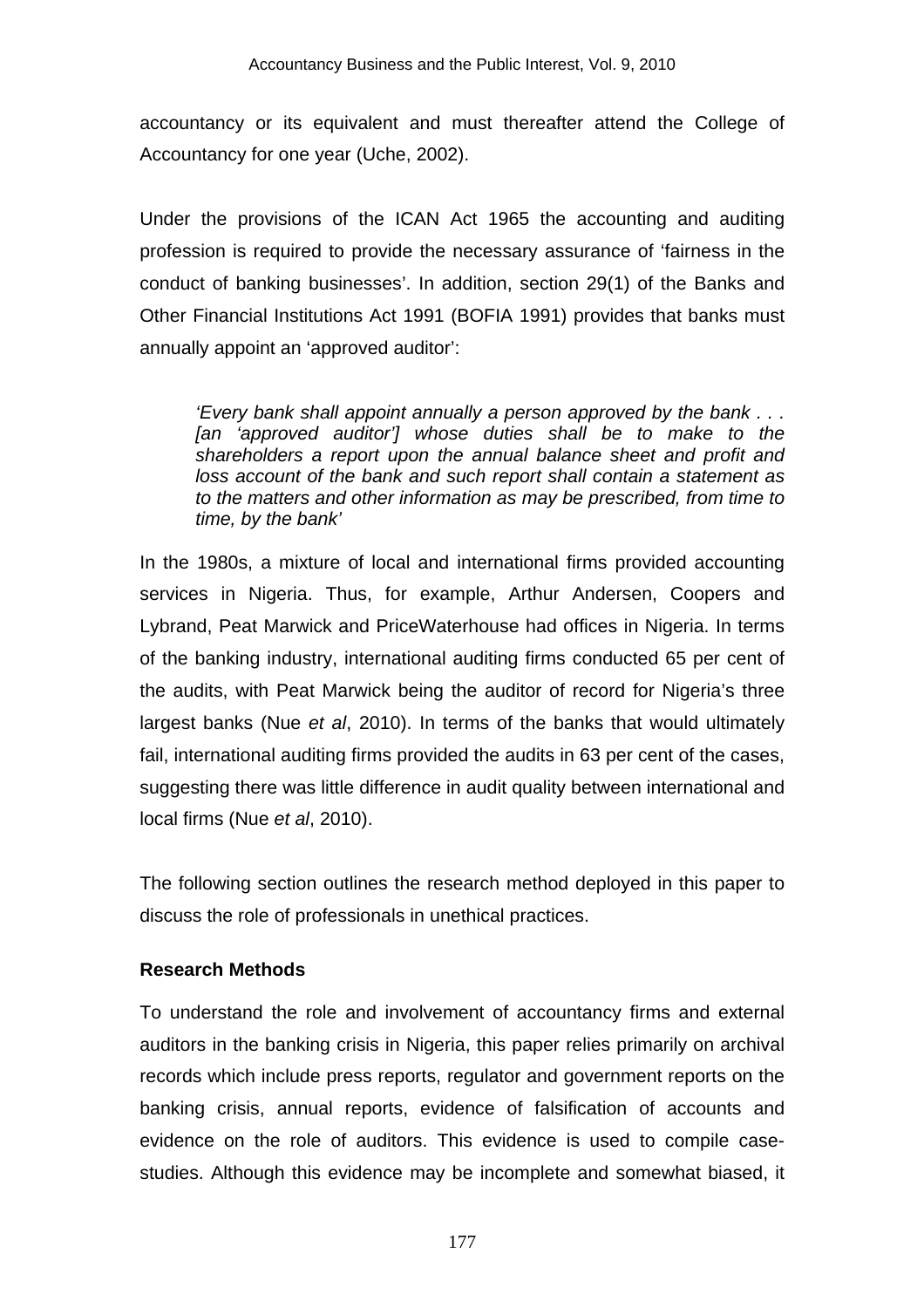accountancy or its equivalent and must thereafter attend the College of Accountancy for one year (Uche, 2002).

Under the provisions of the ICAN Act 1965 the accounting and auditing profession is required to provide the necessary assurance of 'fairness in the conduct of banking businesses'. In addition, section 29(1) of the Banks and Other Financial Institutions Act 1991 (BOFIA 1991) provides that banks must annually appoint an 'approved auditor':

> *'Every bank shall appoint annually a person approved by the bank . . . [an 'approved auditor'] whose duties shall be to make to the shareholders a report upon the annual balance sheet and profit and loss account of the bank and such report shall contain a statement as to the matters and other information as may be prescribed, from time to time, by the bank'*

In the 1980s, a mixture of local and international firms provided accounting services in Nigeria. Thus, for example, Arthur Andersen, Coopers and Lybrand, Peat Marwick and PriceWaterhouse had offices in Nigeria. In terms of the banking industry, international auditing firms conducted 65 per cent of the audits, with Peat Marwick being the auditor of record for Nigeria's three largest banks (Nue *et al*, 2010). In terms of the banks that would ultimately fail, international auditing firms provided the audits in 63 per cent of the cases, suggesting there was little difference in audit quality between international and local firms (Nue *et al*, 2010).

The following section outlines the research method deployed in this paper to discuss the role of professionals in unethical practices.

**Research Methods**

To understand the role and involvement of accountancy firms and external auditors in the banking crisis in Nigeria, this paper relies primarily on archival records which include press reports, regulator and government reports on the banking crisis, annual reports, evidence of falsification of accounts and evidence on the role of auditors. This evidence is used to compile case-studies. Although this evidence may be incomplete and somewhat biased, it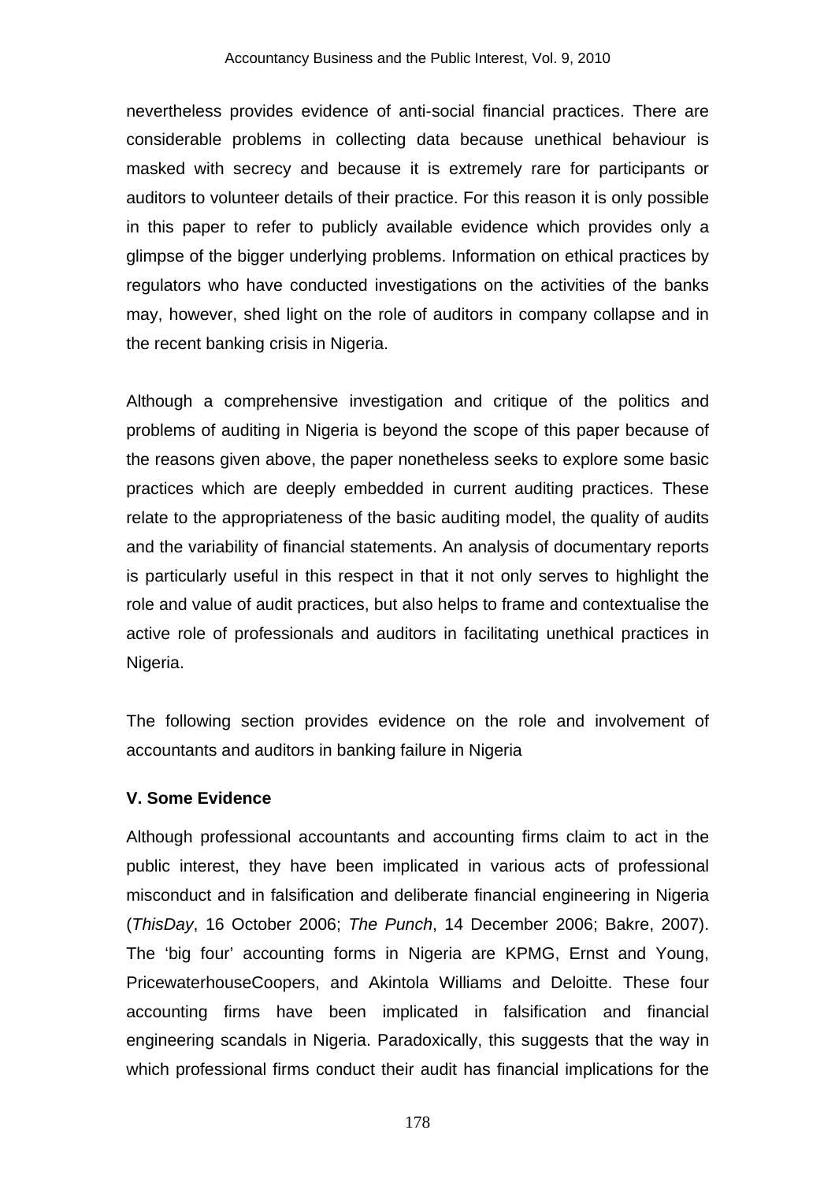nevertheless provides evidence of anti-social financial practices. There are considerable problems in collecting data because unethical behaviour is masked with secrecy and because it is extremely rare for participants or auditors to volunteer details of their practice. For this reason it is only possible in this paper to refer to publicly available evidence which provides only a glimpse of the bigger underlying problems. Information on ethical practices by regulators who have conducted investigations on the activities of the banks may, however, shed light on the role of auditors in company collapse and in the recent banking crisis in Nigeria.

Although a comprehensive investigation and critique of the politics and problems of auditing in Nigeria is beyond the scope of this paper because of the reasons given above, the paper nonetheless seeks to explore some basic practices which are deeply embedded in current auditing practices. These relate to the appropriateness of the basic auditing model, the quality of audits and the variability of financial statements. An analysis of documentary reports is particularly useful in this respect in that it not only serves to highlight the role and value of audit practices, but also helps to frame and contextualise the active role of professionals and auditors in facilitating unethical practices in Nigeria.

The following section provides evidence on the role and involvement of accountants and auditors in banking failure in Nigeria

**V. Some Evidence**

Although professional accountants and accounting firms claim to act in the public interest, they have been implicated in various acts of professional misconduct and in falsification and deliberate financial engineering in Nigeria (*ThisDay*, 16 October 2006; *The Punch*, 14 December 2006; Bakre, 2007). The 'big four' accounting forms in Nigeria are KPMG, Ernst and Young, PricewaterhouseCoopers, and Akintola Williams and Deloitte. These four accounting firms have been implicated in falsification and financial engineering scandals in Nigeria. Paradoxically, this suggests that the way in which professional firms conduct their audit has financial implications for the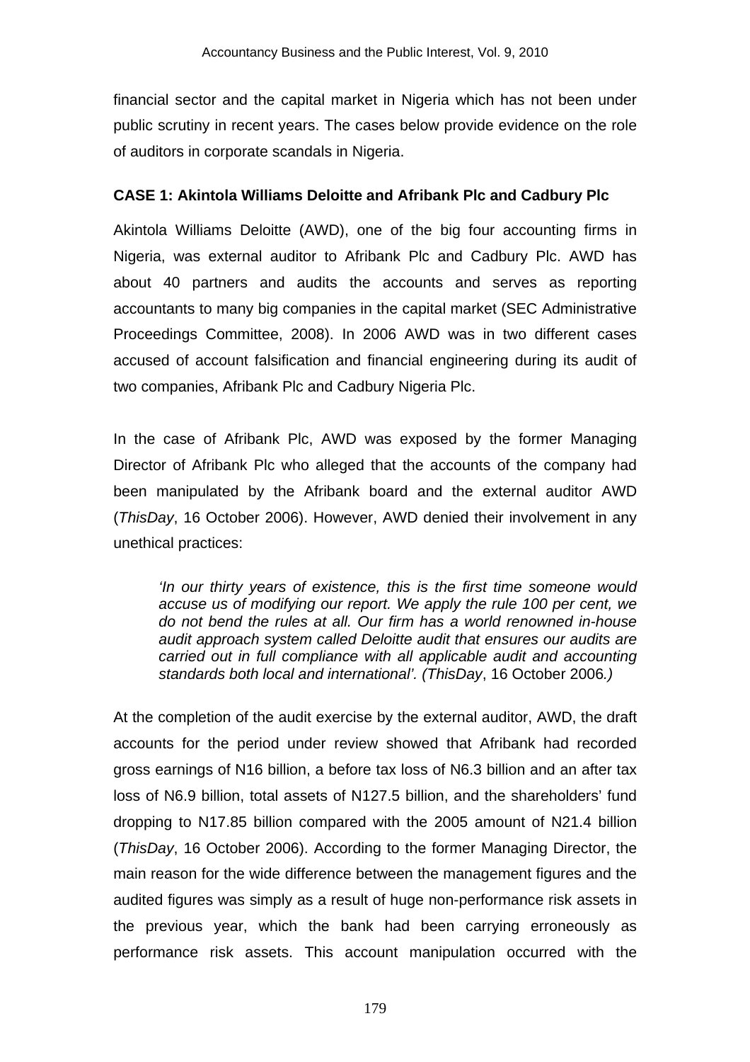financial sector and the capital market in Nigeria which has not been under public scrutiny in recent years. The cases below provide evidence on the role of auditors in corporate scandals in Nigeria.

### CASE 1: Akintola Williams Deloitte and Afribank Plc and Cadbury Plc

Akintola Williams Deloitte (AWD), one of the big four accounting firms in Nigeria, was external auditor to Afribank Plc and Cadbury Plc. AWD has about 40 partners and audits the accounts and serves as reporting accountants to many big companies in the capital market (SEC Administrative Proceedings Committee, 2008). In 2006 AWD was in two different cases accused of account falsification and financial engineering during its audit of two companies, Afribank Plc and Cadbury Nigeria Plc.

In the case of Afribank Plc, AWD was exposed by the former Managing Director of Afribank Plc who alleged that the accounts of the company had been manipulated by the Afribank board and the external auditor AWD (*ThisDay*, 16 October 2006). However, AWD denied their involvement in any unethical practices:

> *'In our thirty years of existence, this is the first time someone would accuse us of modifying our report. We apply the rule 100 per cent, we do not bend the rules at all. Our firm has a world renowned in-house audit approach system called Deloitte audit that ensures our audits are carried out in full compliance with all applicable audit and accounting standards both local and international'. (ThisDay*, 16 October 2006*.)*

At the completion of the audit exercise by the external auditor, AWD, the draft accounts for the period under review showed that Afribank had recorded gross earnings of N16 billion, a before tax loss of N6.3 billion and an after tax loss of N6.9 billion, total assets of N127.5 billion, and the shareholders' fund dropping to N17.85 billion compared with the 2005 amount of N21.4 billion (*ThisDay*, 16 October 2006). According to the former Managing Director, the main reason for the wide difference between the management figures and the audited figures was simply as a result of huge non-performance risk assets in the previous year, which the bank had been carrying erroneously as performance risk assets. This account manipulation occurred with the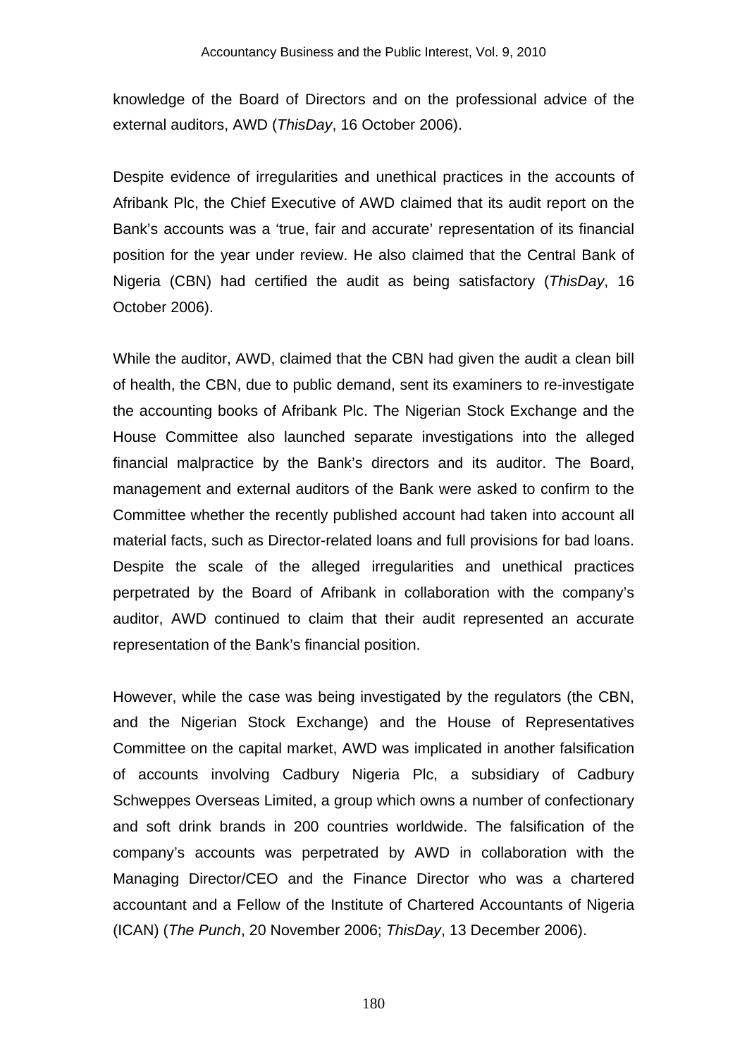knowledge of the Board of Directors and on the professional advice of the external auditors, AWD (*ThisDay*, 16 October 2006).

Despite evidence of irregularities and unethical practices in the accounts of Afribank Plc, the Chief Executive of AWD claimed that its audit report on the Bank's accounts was a 'true, fair and accurate' representation of its financial position for the year under review. He also claimed that the Central Bank of Nigeria (CBN) had certified the audit as being satisfactory (*ThisDay*, 16 October 2006).

While the auditor, AWD, claimed that the CBN had given the audit a clean bill of health, the CBN, due to public demand, sent its examiners to re-investigate the accounting books of Afribank Plc. The Nigerian Stock Exchange and the House Committee also launched separate investigations into the alleged financial malpractice by the Bank's directors and its auditor. The Board, management and external auditors of the Bank were asked to confirm to the Committee whether the recently published account had taken into account all material facts, such as Director-related loans and full provisions for bad loans. Despite the scale of the alleged irregularities and unethical practices perpetrated by the Board of Afribank in collaboration with the company's auditor, AWD continued to claim that their audit represented an accurate representation of the Bank's financial position.

However, while the case was being investigated by the regulators (the CBN, and the Nigerian Stock Exchange) and the House of Representatives Committee on the capital market, AWD was implicated in another falsification of accounts involving Cadbury Nigeria Plc, a subsidiary of Cadbury Schweppes Overseas Limited, a group which owns a number of confectionary and soft drink brands in 200 countries worldwide. The falsification of the company's accounts was perpetrated by AWD in collaboration with the Managing Director/CEO and the Finance Director who was a chartered accountant and a Fellow of the Institute of Chartered Accountants of Nigeria (ICAN) (*The Punch*, 20 November 2006; *ThisDay*, 13 December 2006).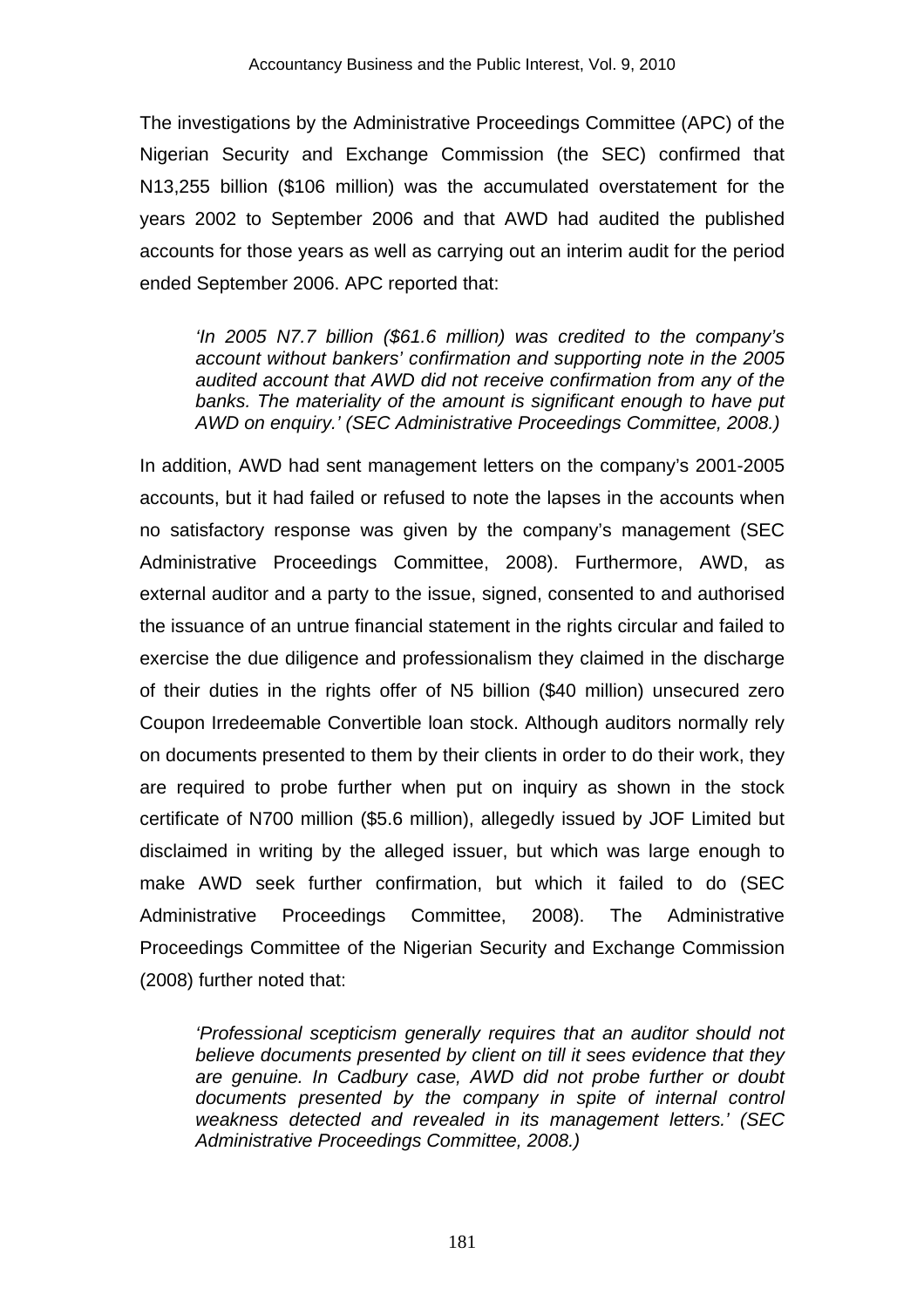The investigations by the Administrative Proceedings Committee (APC) of the Nigerian Security and Exchange Commission (the SEC) confirmed that N13,255 billion ($106 million) was the accumulated overstatement for the years 2002 to September 2006 and that AWD had audited the published accounts for those years as well as carrying out an interim audit for the period ended September 2006. APC reported that:

> *'In 2005 N7.7 billion ($61.6 million) was credited to the company's account without bankers' confirmation and supporting note in the 2005 audited account that AWD did not receive confirmation from any of the banks. The materiality of the amount is significant enough to have put AWD on enquiry.' (SEC Administrative Proceedings Committee, 2008.)*

In addition, AWD had sent management letters on the company's 2001-2005 accounts, but it had failed or refused to note the lapses in the accounts when no satisfactory response was given by the company's management (SEC Administrative Proceedings Committee, 2008). Furthermore, AWD, as external auditor and a party to the issue, signed, consented to and authorised the issuance of an untrue financial statement in the rights circular and failed to exercise the due diligence and professionalism they claimed in the discharge of their duties in the rights offer of N5 billion ($40 million) unsecured zero Coupon Irredeemable Convertible loan stock. Although auditors normally rely on documents presented to them by their clients in order to do their work, they are required to probe further when put on inquiry as shown in the stock certificate of N700 million ($5.6 million), allegedly issued by JOF Limited but disclaimed in writing by the alleged issuer, but which was large enough to make AWD seek further confirmation, but which it failed to do (SEC Administrative Proceedings Committee, 2008). The Administrative Proceedings Committee of the Nigerian Security and Exchange Commission (2008) further noted that:

> *'Professional scepticism generally requires that an auditor should not believe documents presented by client on till it sees evidence that they are genuine. In Cadbury case, AWD did not probe further or doubt documents presented by the company in spite of internal control weakness detected and revealed in its management letters.' (SEC Administrative Proceedings Committee, 2008.)*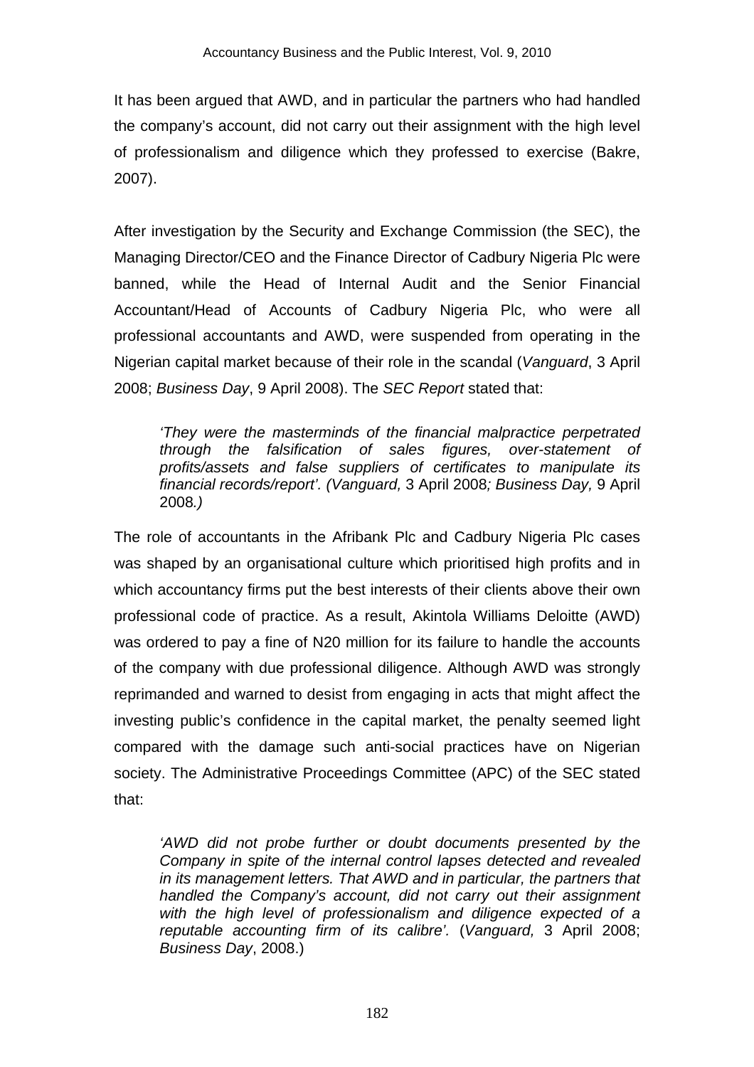It has been argued that AWD, and in particular the partners who had handled the company's account, did not carry out their assignment with the high level of professionalism and diligence which they professed to exercise (Bakre, 2007).

After investigation by the Security and Exchange Commission (the SEC), the Managing Director/CEO and the Finance Director of Cadbury Nigeria Plc were banned, while the Head of Internal Audit and the Senior Financial Accountant/Head of Accounts of Cadbury Nigeria Plc, who were all professional accountants and AWD, were suspended from operating in the Nigerian capital market because of their role in the scandal (*Vanguard*, 3 April 2008; *Business Day*, 9 April 2008). The *SEC Report* stated that:

> *'They were the masterminds of the financial malpractice perpetrated through the falsification of sales figures, over-statement of profits/assets and false suppliers of certificates to manipulate its financial records/report'. (Vanguard,* 3 April 2008*; Business Day,* 9 April 2008*.)*

The role of accountants in the Afribank Plc and Cadbury Nigeria Plc cases was shaped by an organisational culture which prioritised high profits and in which accountancy firms put the best interests of their clients above their own professional code of practice. As a result, Akintola Williams Deloitte (AWD) was ordered to pay a fine of N20 million for its failure to handle the accounts of the company with due professional diligence. Although AWD was strongly reprimanded and warned to desist from engaging in acts that might affect the investing public's confidence in the capital market, the penalty seemed light compared with the damage such anti-social practices have on Nigerian society. The Administrative Proceedings Committee (APC) of the SEC stated that:

> *'AWD did not probe further or doubt documents presented by the Company in spite of the internal control lapses detected and revealed in its management letters. That AWD and in particular, the partners that handled the Company's account, did not carry out their assignment with the high level of professionalism and diligence expected of a reputable accounting firm of its calibre'.* (*Vanguard,* 3 April 2008; *Business Day*, 2008.)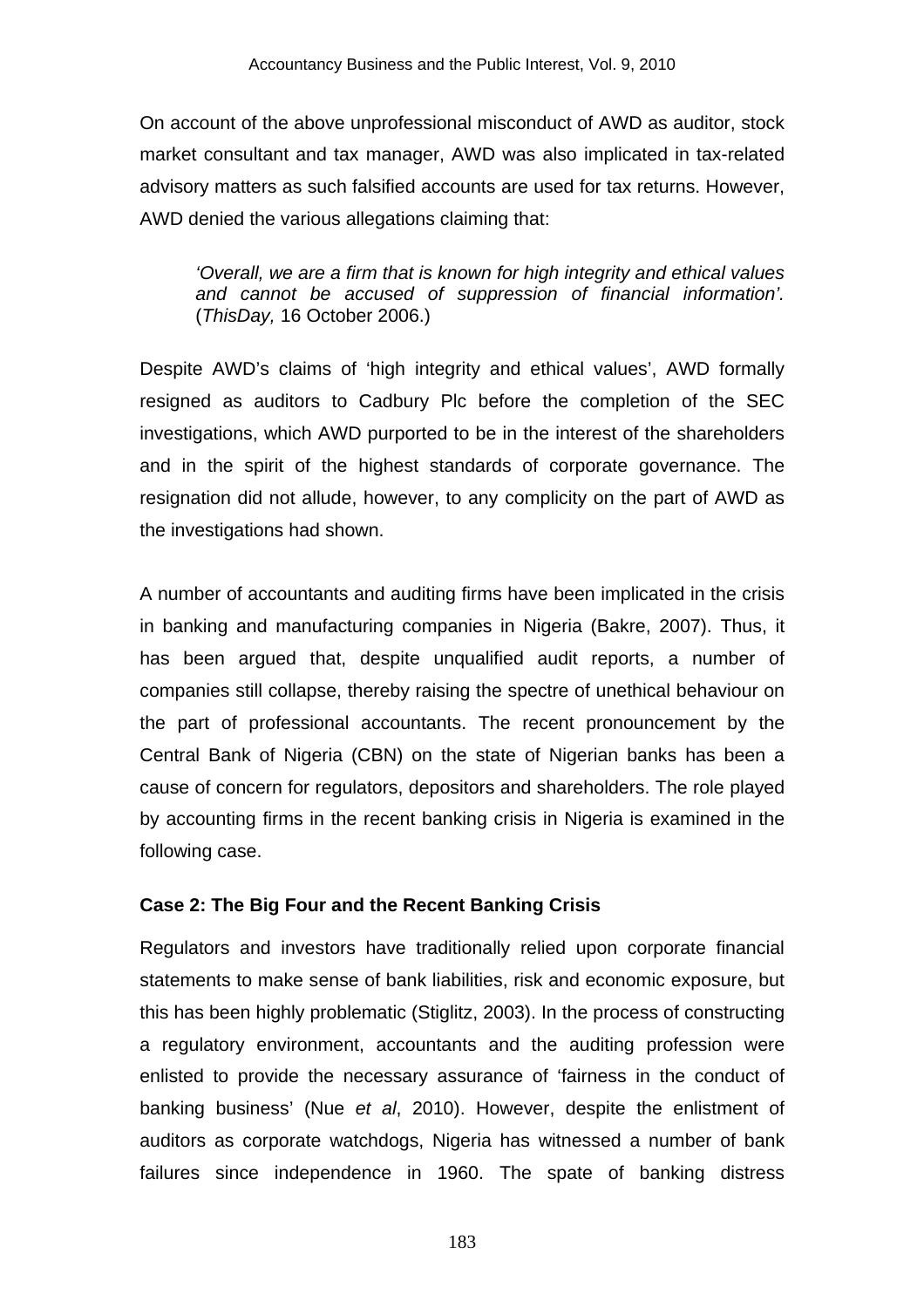On account of the above unprofessional misconduct of AWD as auditor, stock market consultant and tax manager, AWD was also implicated in tax-related advisory matters as such falsified accounts are used for tax returns. However, AWD denied the various allegations claiming that:

> *'Overall, we are a firm that is known for high integrity and ethical values and cannot be accused of suppression of financial information'.* (*ThisDay,* 16 October 2006.)

Despite AWD's claims of 'high integrity and ethical values', AWD formally resigned as auditors to Cadbury Plc before the completion of the SEC investigations, which AWD purported to be in the interest of the shareholders and in the spirit of the highest standards of corporate governance. The resignation did not allude, however, to any complicity on the part of AWD as the investigations had shown.

A number of accountants and auditing firms have been implicated in the crisis in banking and manufacturing companies in Nigeria (Bakre, 2007). Thus, it has been argued that, despite unqualified audit reports, a number of companies still collapse, thereby raising the spectre of unethical behaviour on the part of professional accountants. The recent pronouncement by the Central Bank of Nigeria (CBN) on the state of Nigerian banks has been a cause of concern for regulators, depositors and shareholders. The role played by accounting firms in the recent banking crisis in Nigeria is examined in the following case.

**Case 2: The Big Four and the Recent Banking Crisis**

Regulators and investors have traditionally relied upon corporate financial statements to make sense of bank liabilities, risk and economic exposure, but this has been highly problematic (Stiglitz, 2003). In the process of constructing a regulatory environment, accountants and the auditing profession were enlisted to provide the necessary assurance of 'fairness in the conduct of banking business' (Nue *et al*, 2010). However, despite the enlistment of auditors as corporate watchdogs, Nigeria has witnessed a number of bank failures since independence in 1960. The spate of banking distress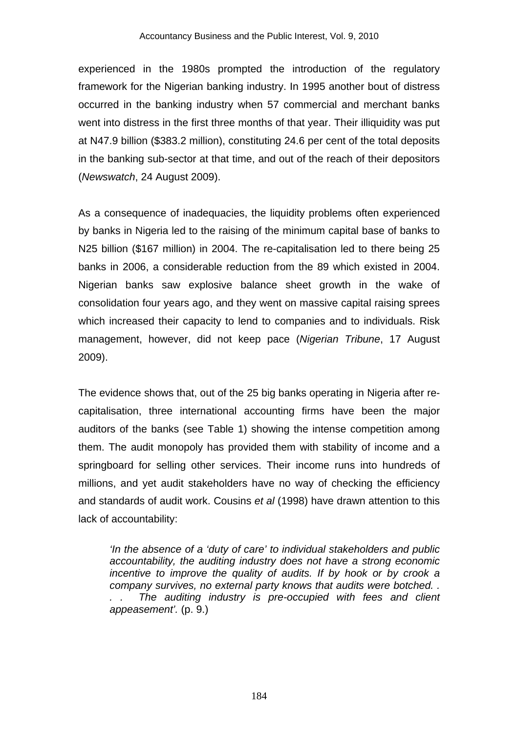experienced in the 1980s prompted the introduction of the regulatory framework for the Nigerian banking industry. In 1995 another bout of distress occurred in the banking industry when 57 commercial and merchant banks went into distress in the first three months of that year. Their illiquidity was put at N47.9 billion ($383.2 million), constituting 24.6 per cent of the total deposits in the banking sub-sector at that time, and out of the reach of their depositors (*Newswatch*, 24 August 2009).

As a consequence of inadequacies, the liquidity problems often experienced by banks in Nigeria led to the raising of the minimum capital base of banks to N25 billion ($167 million) in 2004. The re-capitalisation led to there being 25 banks in 2006, a considerable reduction from the 89 which existed in 2004. Nigerian banks saw explosive balance sheet growth in the wake of consolidation four years ago, and they went on massive capital raising sprees which increased their capacity to lend to companies and to individuals. Risk management, however, did not keep pace (*Nigerian Tribune*, 17 August 2009).

The evidence shows that, out of the 25 big banks operating in Nigeria after re-capitalisation, three international accounting firms have been the major auditors of the banks (see Table 1) showing the intense competition among them. The audit monopoly has provided them with stability of income and a springboard for selling other services. Their income runs into hundreds of millions, and yet audit stakeholders have no way of checking the efficiency and standards of audit work. Cousins *et al* (1998) have drawn attention to this lack of accountability:

> *'In the absence of a 'duty of care' to individual stakeholders and public accountability, the auditing industry does not have a strong economic incentive to improve the quality of audits. If by hook or by crook a company survives, no external party knows that audits were botched. . . . The auditing industry is pre-occupied with fees and client appeasement'.* (p. 9.)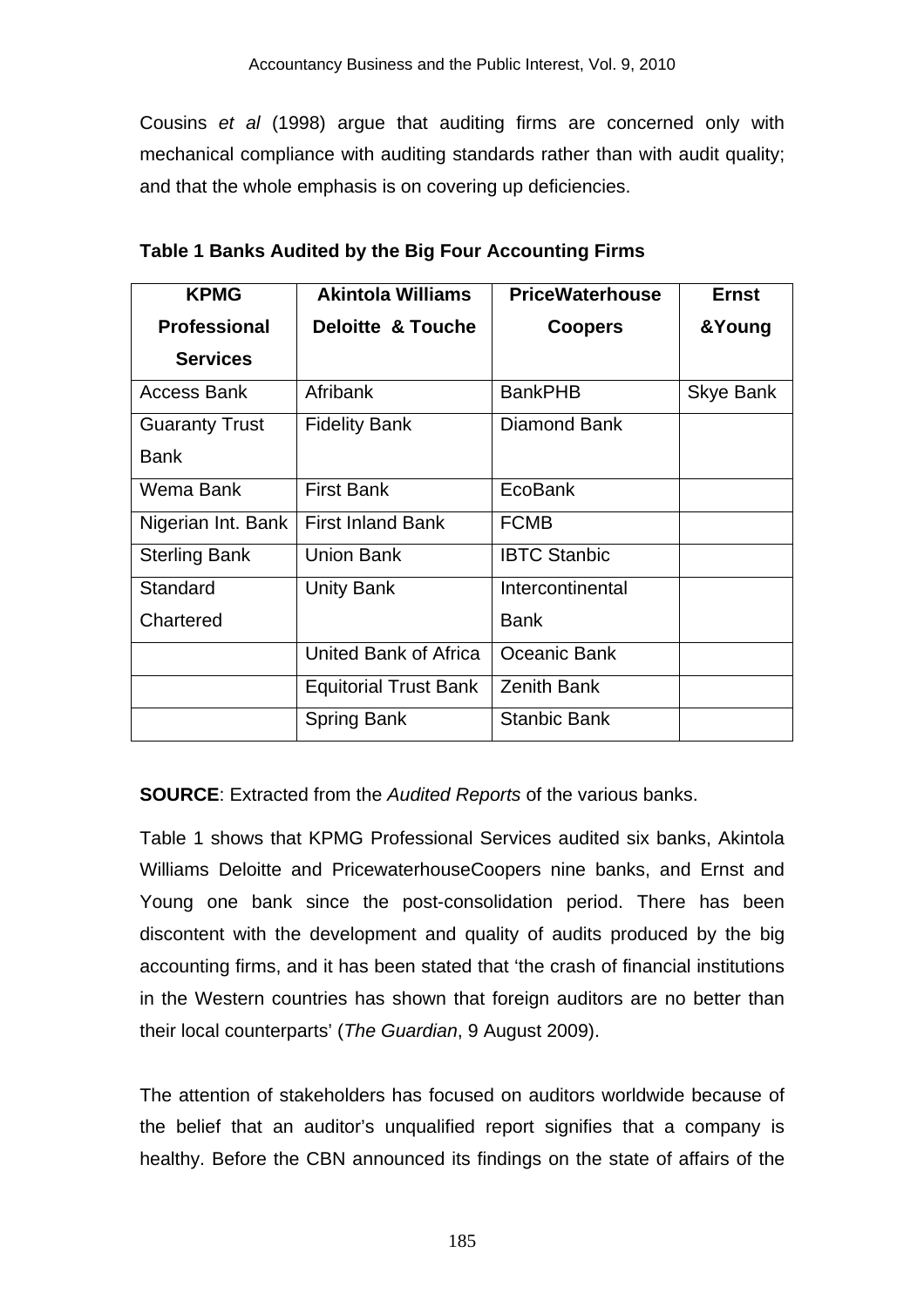Cousins *et al* (1998) argue that auditing firms are concerned only with mechanical compliance with auditing standards rather than with audit quality; and that the whole emphasis is on covering up deficiencies.

**Table 1 Banks Audited by the Big Four Accounting Firms**

| KPMG Professional Services | Akintola Williams Deloitte & Touche | PriceWaterhouse Coopers | Ernst &Young |
|---|---|---|---|
| Access Bank | Afribank | BankPHB | Skye Bank |
| Guaranty Trust Bank | Fidelity Bank | Diamond Bank | |
| Wema Bank | First Bank | EcoBank | |
| Nigerian Int. Bank | First Inland Bank | FCMB | |
| Sterling Bank | Union Bank | IBTC Stanbic | |
| Standard Chartered | Unity Bank | Intercontinental Bank | |
| | United Bank of Africa | Oceanic Bank | |
| | Equitorial Trust Bank | Zenith Bank | |
| | Spring Bank | Stanbic Bank | |

**SOURCE**: Extracted from the *Audited Reports* of the various banks.

Table 1 shows that KPMG Professional Services audited six banks, Akintola Williams Deloitte and PricewaterhouseCoopers nine banks, and Ernst and Young one bank since the post-consolidation period. There has been discontent with the development and quality of audits produced by the big accounting firms, and it has been stated that 'the crash of financial institutions in the Western countries has shown that foreign auditors are no better than their local counterparts' (*The Guardian*, 9 August 2009).

The attention of stakeholders has focused on auditors worldwide because of the belief that an auditor's unqualified report signifies that a company is healthy. Before the CBN announced its findings on the state of affairs of the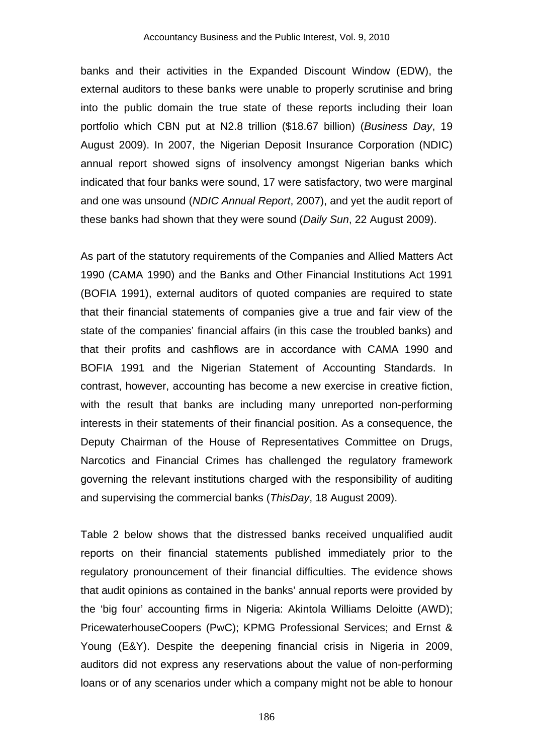banks and their activities in the Expanded Discount Window (EDW), the external auditors to these banks were unable to properly scrutinise and bring into the public domain the true state of these reports including their loan portfolio which CBN put at N2.8 trillion ($18.67 billion) (*Business Day*, 19 August 2009). In 2007, the Nigerian Deposit Insurance Corporation (NDIC) annual report showed signs of insolvency amongst Nigerian banks which indicated that four banks were sound, 17 were satisfactory, two were marginal and one was unsound (*NDIC Annual Report*, 2007), and yet the audit report of these banks had shown that they were sound (*Daily Sun*, 22 August 2009).

As part of the statutory requirements of the Companies and Allied Matters Act 1990 (CAMA 1990) and the Banks and Other Financial Institutions Act 1991 (BOFIA 1991), external auditors of quoted companies are required to state that their financial statements of companies give a true and fair view of the state of the companies' financial affairs (in this case the troubled banks) and that their profits and cashflows are in accordance with CAMA 1990 and BOFIA 1991 and the Nigerian Statement of Accounting Standards. In contrast, however, accounting has become a new exercise in creative fiction, with the result that banks are including many unreported non-performing interests in their statements of their financial position. As a consequence, the Deputy Chairman of the House of Representatives Committee on Drugs, Narcotics and Financial Crimes has challenged the regulatory framework governing the relevant institutions charged with the responsibility of auditing and supervising the commercial banks (*ThisDay*, 18 August 2009).

Table 2 below shows that the distressed banks received unqualified audit reports on their financial statements published immediately prior to the regulatory pronouncement of their financial difficulties. The evidence shows that audit opinions as contained in the banks' annual reports were provided by the 'big four' accounting firms in Nigeria: Akintola Williams Deloitte (AWD); PricewaterhouseCoopers (PwC); KPMG Professional Services; and Ernst & Young (E&Y). Despite the deepening financial crisis in Nigeria in 2009, auditors did not express any reservations about the value of non-performing loans or of any scenarios under which a company might not be able to honour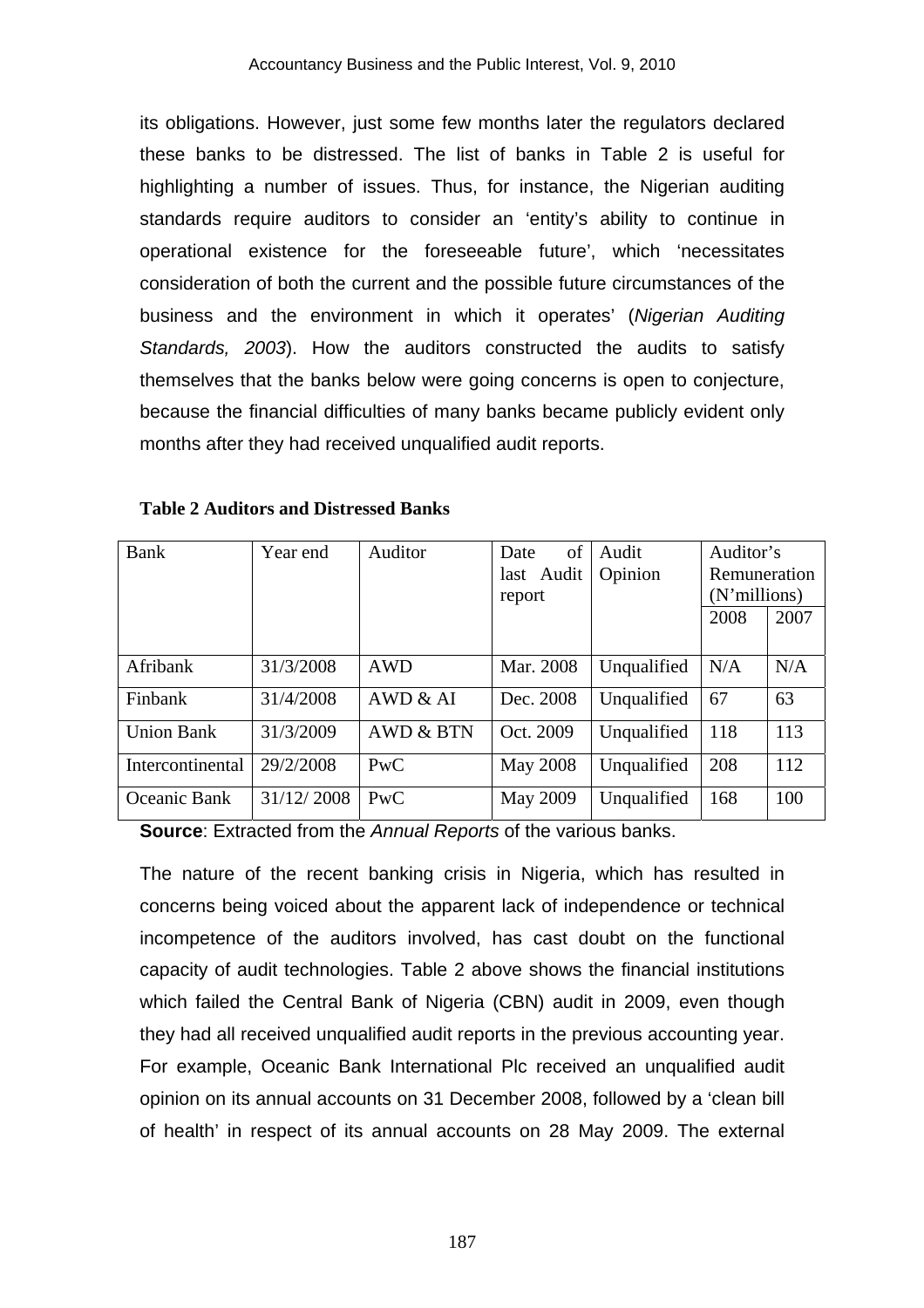its obligations. However, just some few months later the regulators declared these banks to be distressed. The list of banks in Table 2 is useful for highlighting a number of issues. Thus, for instance, the Nigerian auditing standards require auditors to consider an 'entity's ability to continue in operational existence for the foreseeable future', which 'necessitates consideration of both the current and the possible future circumstances of the business and the environment in which it operates' (*Nigerian Auditing Standards, 2003*). How the auditors constructed the audits to satisfy themselves that the banks below were going concerns is open to conjecture, because the financial difficulties of many banks became publicly evident only months after they had received unqualified audit reports.

**Table 2 Auditors and Distressed Banks**

| Bank | Year end | Auditor | Date of last Audit report | Audit Opinion | Auditor's Remuneration (N'millions) | |
|---|---|---|---|---|---|---|
| | | | | | 2008 | 2007 |
| Afribank | 31/3/2008 | AWD | Mar. 2008 | Unqualified | N/A | N/A |
| Finbank | 31/4/2008 | AWD & AI | Dec. 2008 | Unqualified | 67 | 63 |
| Union Bank | 31/3/2009 | AWD & BTN | Oct. 2009 | Unqualified | 118 | 113 |
| Intercontinental | 29/2/2008 | PwC | May 2008 | Unqualified | 208 | 112 |
| Oceanic Bank | 31/12/ 2008 | PwC | May 2009 | Unqualified | 168 | 100 |

**Source**: Extracted from the *Annual Reports* of the various banks.

The nature of the recent banking crisis in Nigeria, which has resulted in concerns being voiced about the apparent lack of independence or technical incompetence of the auditors involved, has cast doubt on the functional capacity of audit technologies. Table 2 above shows the financial institutions which failed the Central Bank of Nigeria (CBN) audit in 2009, even though they had all received unqualified audit reports in the previous accounting year. For example, Oceanic Bank International Plc received an unqualified audit opinion on its annual accounts on 31 December 2008, followed by a 'clean bill of health' in respect of its annual accounts on 28 May 2009. The external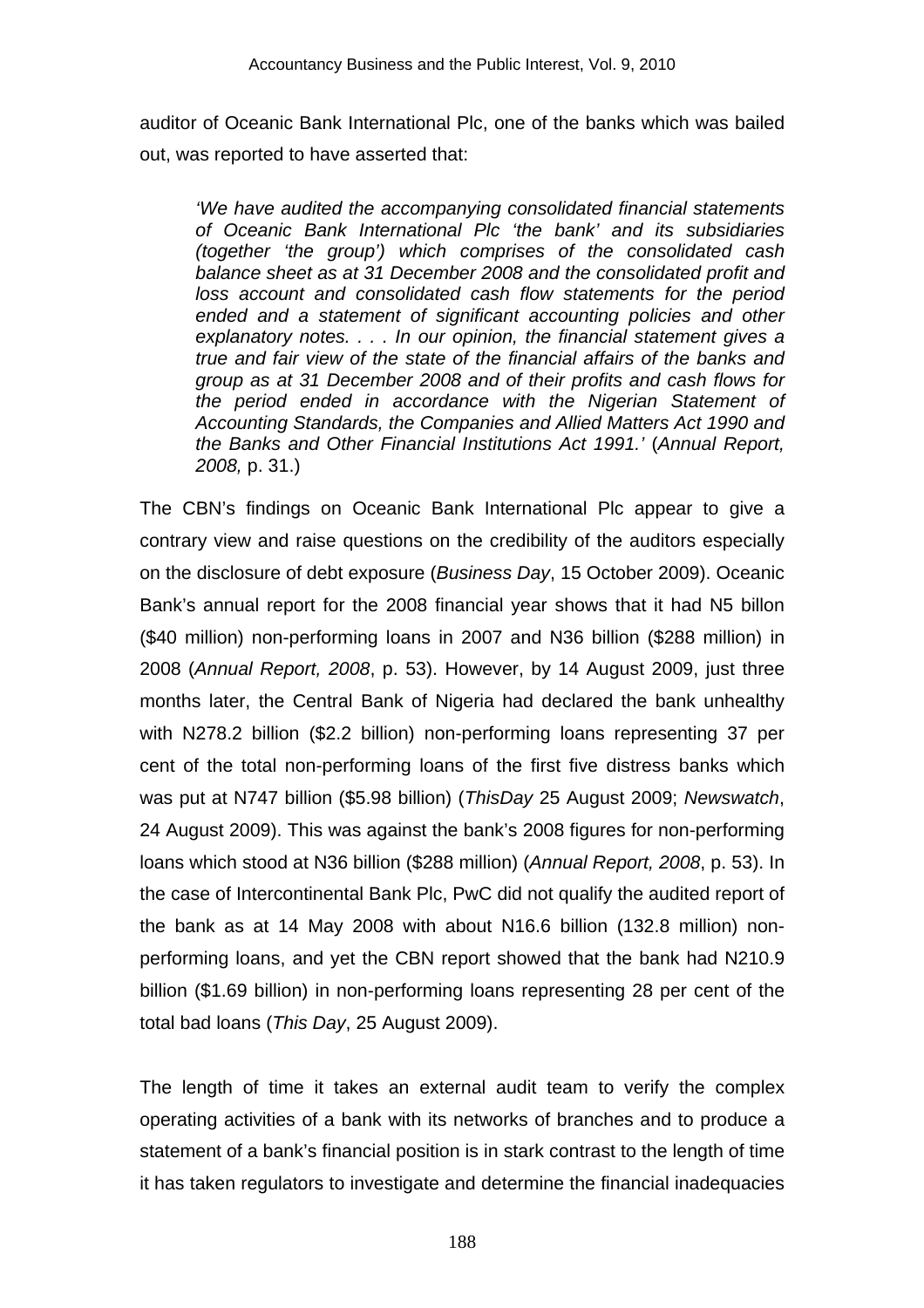auditor of Oceanic Bank International Plc, one of the banks which was bailed out, was reported to have asserted that:

> *'We have audited the accompanying consolidated financial statements of Oceanic Bank International Plc 'the bank' and its subsidiaries (together 'the group') which comprises of the consolidated cash balance sheet as at 31 December 2008 and the consolidated profit and loss account and consolidated cash flow statements for the period ended and a statement of significant accounting policies and other explanatory notes. . . . In our opinion, the financial statement gives a true and fair view of the state of the financial affairs of the banks and group as at 31 December 2008 and of their profits and cash flows for the period ended in accordance with the Nigerian Statement of Accounting Standards, the Companies and Allied Matters Act 1990 and the Banks and Other Financial Institutions Act 1991.'* (*Annual Report, 2008,* p. 31.)

The CBN's findings on Oceanic Bank International Plc appear to give a contrary view and raise questions on the credibility of the auditors especially on the disclosure of debt exposure (*Business Day*, 15 October 2009). Oceanic Bank's annual report for the 2008 financial year shows that it had N5 billon ($40 million) non-performing loans in 2007 and N36 billion ($288 million) in 2008 (*Annual Report, 2008*, p. 53). However, by 14 August 2009, just three months later, the Central Bank of Nigeria had declared the bank unhealthy with N278.2 billion ($2.2 billion) non-performing loans representing 37 per cent of the total non-performing loans of the first five distress banks which was put at N747 billion ($5.98 billion) (*ThisDay* 25 August 2009; *Newswatch*, 24 August 2009). This was against the bank's 2008 figures for non-performing loans which stood at N36 billion ($288 million) (*Annual Report, 2008*, p. 53). In the case of Intercontinental Bank Plc, PwC did not qualify the audited report of the bank as at 14 May 2008 with about N16.6 billion (132.8 million) non-performing loans, and yet the CBN report showed that the bank had N210.9 billion ($1.69 billion) in non-performing loans representing 28 per cent of the total bad loans (*This Day*, 25 August 2009).

The length of time it takes an external audit team to verify the complex operating activities of a bank with its networks of branches and to produce a statement of a bank's financial position is in stark contrast to the length of time it has taken regulators to investigate and determine the financial inadequacies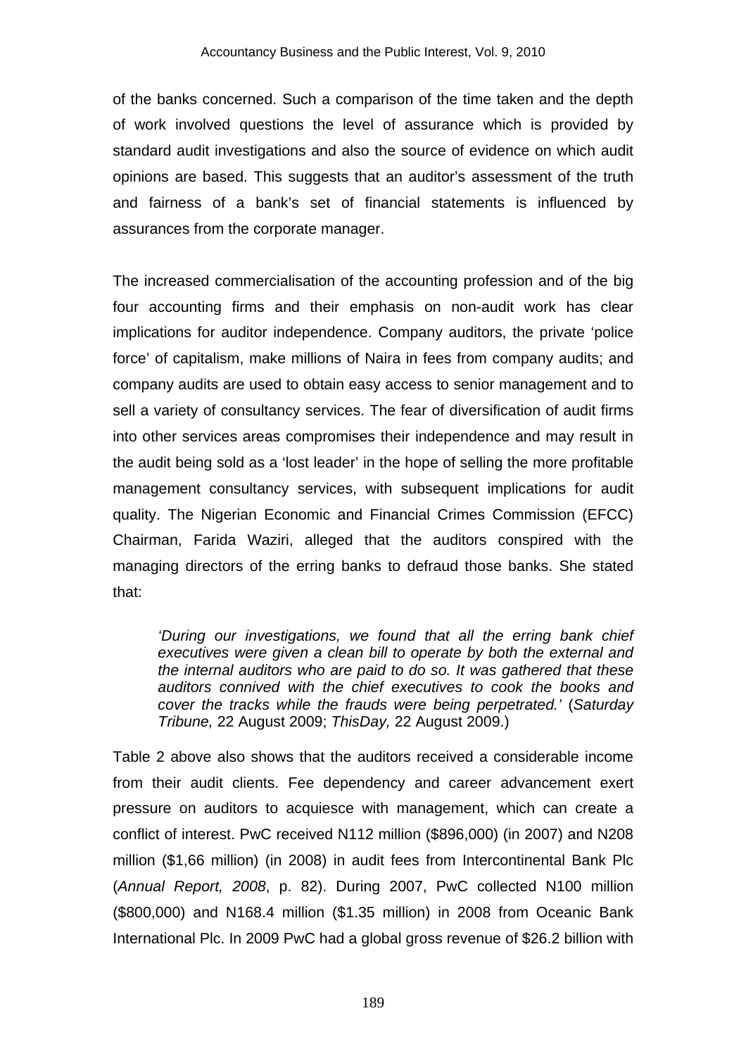of the banks concerned. Such a comparison of the time taken and the depth of work involved questions the level of assurance which is provided by standard audit investigations and also the source of evidence on which audit opinions are based. This suggests that an auditor's assessment of the truth and fairness of a bank's set of financial statements is influenced by assurances from the corporate manager.

The increased commercialisation of the accounting profession and of the big four accounting firms and their emphasis on non-audit work has clear implications for auditor independence. Company auditors, the private 'police force' of capitalism, make millions of Naira in fees from company audits; and company audits are used to obtain easy access to senior management and to sell a variety of consultancy services. The fear of diversification of audit firms into other services areas compromises their independence and may result in the audit being sold as a 'lost leader' in the hope of selling the more profitable management consultancy services, with subsequent implications for audit quality. The Nigerian Economic and Financial Crimes Commission (EFCC) Chairman, Farida Waziri, alleged that the auditors conspired with the managing directors of the erring banks to defraud those banks. She stated that:

> *'During our investigations, we found that all the erring bank chief executives were given a clean bill to operate by both the external and the internal auditors who are paid to do so. It was gathered that these auditors connived with the chief executives to cook the books and cover the tracks while the frauds were being perpetrated.'* (*Saturday Tribune,* 22 August 2009; *ThisDay,* 22 August 2009.)

Table 2 above also shows that the auditors received a considerable income from their audit clients. Fee dependency and career advancement exert pressure on auditors to acquiesce with management, which can create a conflict of interest. PwC received N112 million ($896,000) (in 2007) and N208 million ($1,66 million) (in 2008) in audit fees from Intercontinental Bank Plc (*Annual Report, 2008*, p. 82). During 2007, PwC collected N100 million ($800,000) and N168.4 million ($1.35 million) in 2008 from Oceanic Bank International Plc. In 2009 PwC had a global gross revenue of $26.2 billion with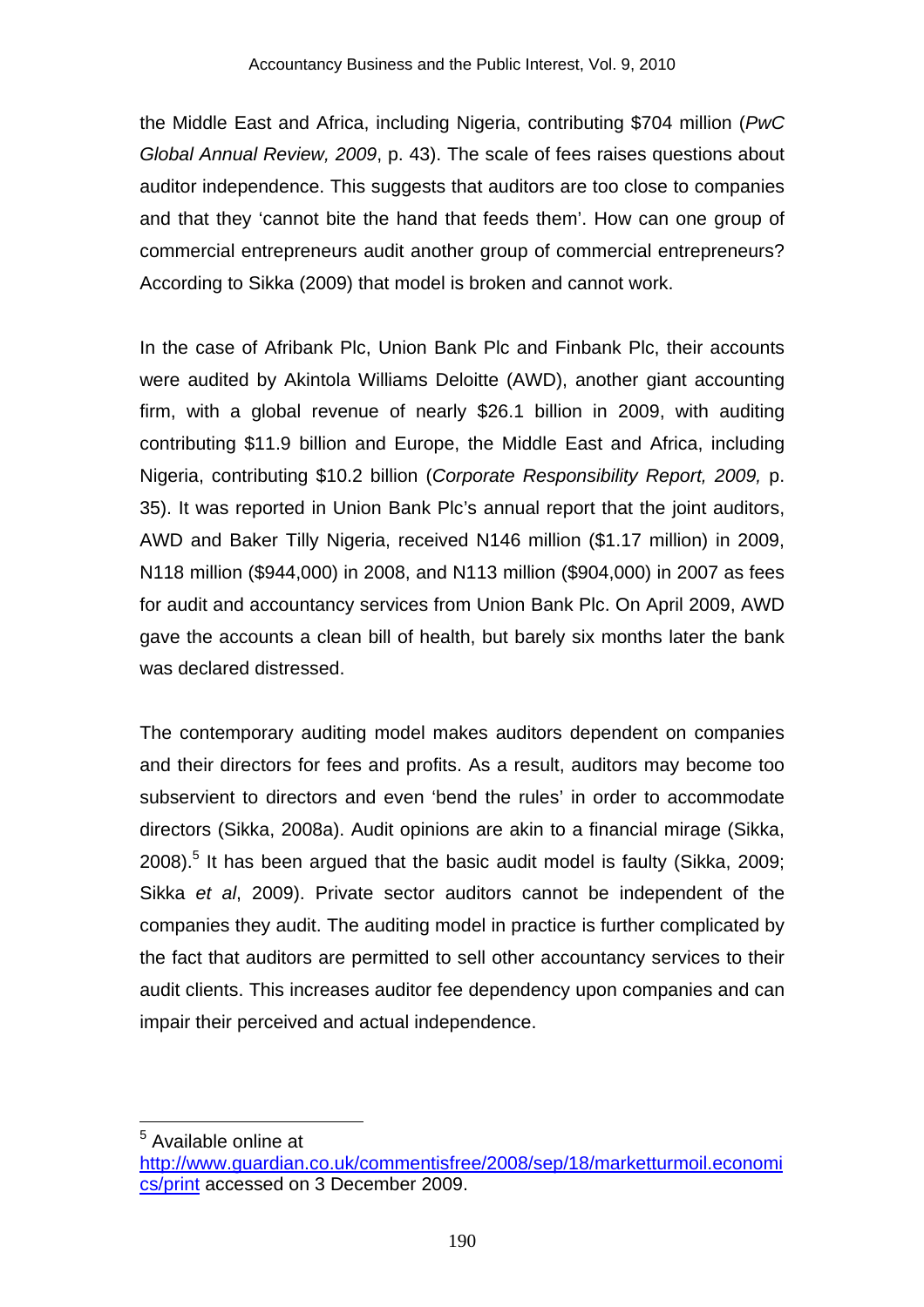the Middle East and Africa, including Nigeria, contributing $704 million (*PwC Global Annual Review, 2009*, p. 43). The scale of fees raises questions about auditor independence. This suggests that auditors are too close to companies and that they 'cannot bite the hand that feeds them'. How can one group of commercial entrepreneurs audit another group of commercial entrepreneurs? According to Sikka (2009) that model is broken and cannot work.

In the case of Afribank Plc, Union Bank Plc and Finbank Plc, their accounts were audited by Akintola Williams Deloitte (AWD), another giant accounting firm, with a global revenue of nearly $26.1 billion in 2009, with auditing contributing $11.9 billion and Europe, the Middle East and Africa, including Nigeria, contributing $10.2 billion (*Corporate Responsibility Report, 2009,* p. 35). It was reported in Union Bank Plc's annual report that the joint auditors, AWD and Baker Tilly Nigeria, received N146 million ($1.17 million) in 2009, N118 million ($944,000) in 2008, and N113 million ($904,000) in 2007 as fees for audit and accountancy services from Union Bank Plc. On April 2009, AWD gave the accounts a clean bill of health, but barely six months later the bank was declared distressed.

The contemporary auditing model makes auditors dependent on companies and their directors for fees and profits. As a result, auditors may become too subservient to directors and even 'bend the rules' in order to accommodate directors (Sikka, 2008a). Audit opinions are akin to a financial mirage (Sikka, 2008).[5] It has been argued that the basic audit model is faulty (Sikka, 2009; Sikka *et al*, 2009). Private sector auditors cannot be independent of the companies they audit. The auditing model in practice is further complicated by the fact that auditors are permitted to sell other accountancy services to their audit clients. This increases auditor fee dependency upon companies and can impair their perceived and actual independence.

---

[5] Available online at http://www.guardian.co.uk/commentisfree/2008/sep/18/marketturmoil.economics/print accessed on 3 December 2009.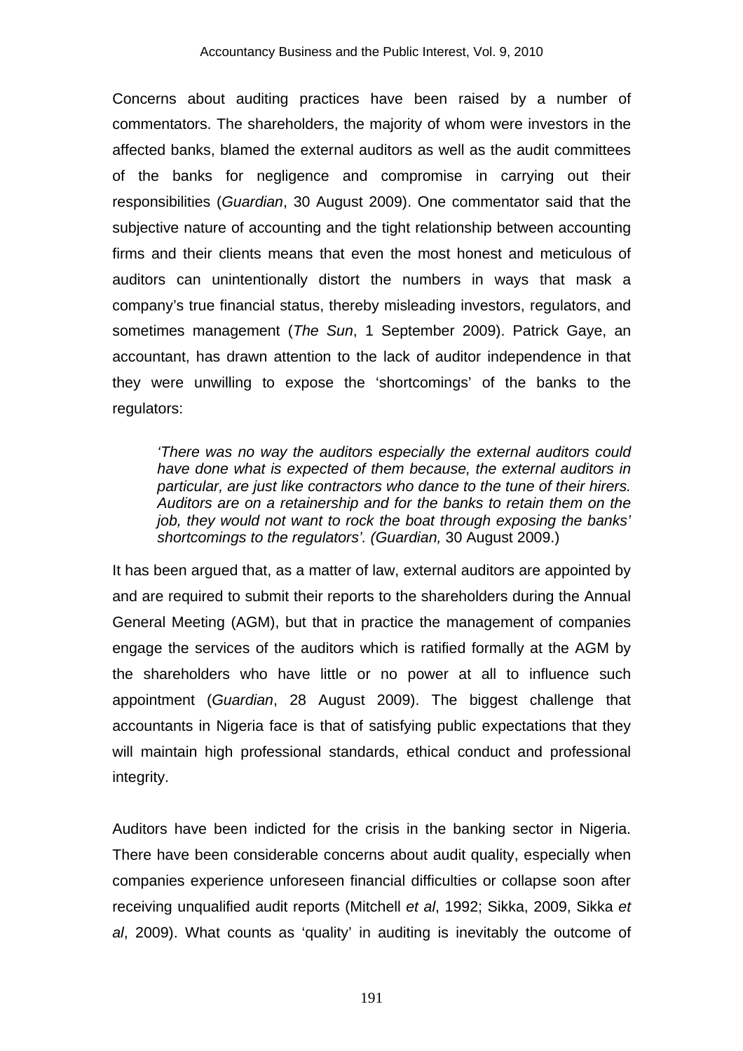Concerns about auditing practices have been raised by a number of commentators. The shareholders, the majority of whom were investors in the affected banks, blamed the external auditors as well as the audit committees of the banks for negligence and compromise in carrying out their responsibilities (*Guardian*, 30 August 2009). One commentator said that the subjective nature of accounting and the tight relationship between accounting firms and their clients means that even the most honest and meticulous of auditors can unintentionally distort the numbers in ways that mask a company's true financial status, thereby misleading investors, regulators, and sometimes management (*The Sun*, 1 September 2009). Patrick Gaye, an accountant, has drawn attention to the lack of auditor independence in that they were unwilling to expose the 'shortcomings' of the banks to the regulators:

> *'There was no way the auditors especially the external auditors could have done what is expected of them because, the external auditors in particular, are just like contractors who dance to the tune of their hirers. Auditors are on a retainership and for the banks to retain them on the job, they would not want to rock the boat through exposing the banks' shortcomings to the regulators'. (Guardian,* 30 August 2009.)

It has been argued that, as a matter of law, external auditors are appointed by and are required to submit their reports to the shareholders during the Annual General Meeting (AGM), but that in practice the management of companies engage the services of the auditors which is ratified formally at the AGM by the shareholders who have little or no power at all to influence such appointment (*Guardian*, 28 August 2009). The biggest challenge that accountants in Nigeria face is that of satisfying public expectations that they will maintain high professional standards, ethical conduct and professional integrity.

Auditors have been indicted for the crisis in the banking sector in Nigeria. There have been considerable concerns about audit quality, especially when companies experience unforeseen financial difficulties or collapse soon after receiving unqualified audit reports (Mitchell *et al*, 1992; Sikka, 2009, Sikka *et al*, 2009). What counts as 'quality' in auditing is inevitably the outcome of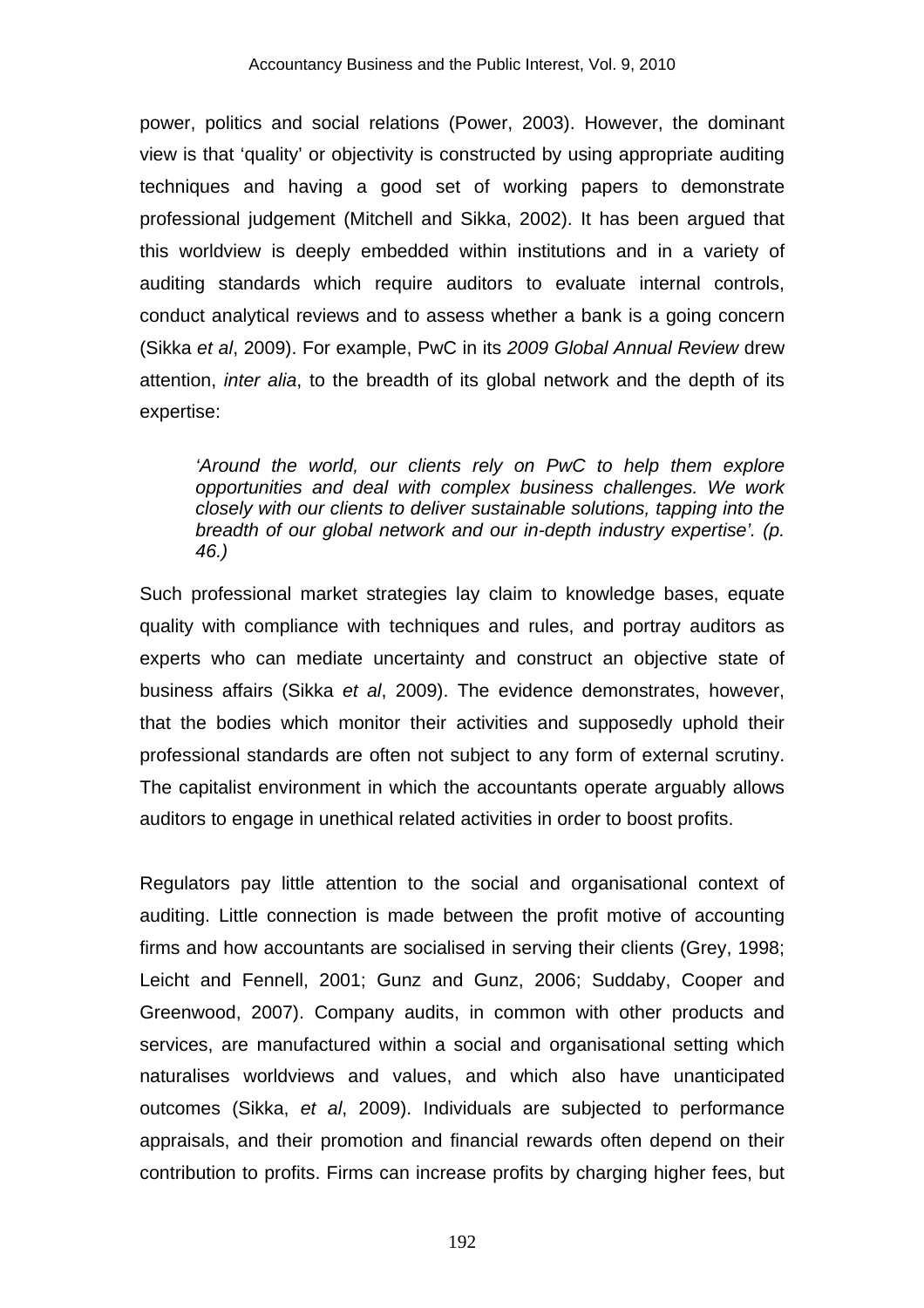power, politics and social relations (Power, 2003). However, the dominant view is that 'quality' or objectivity is constructed by using appropriate auditing techniques and having a good set of working papers to demonstrate professional judgement (Mitchell and Sikka, 2002). It has been argued that this worldview is deeply embedded within institutions and in a variety of auditing standards which require auditors to evaluate internal controls, conduct analytical reviews and to assess whether a bank is a going concern (Sikka *et al*, 2009). For example, PwC in its *2009 Global Annual Review* drew attention, *inter alia*, to the breadth of its global network and the depth of its expertise:

> *'Around the world, our clients rely on PwC to help them explore opportunities and deal with complex business challenges. We work closely with our clients to deliver sustainable solutions, tapping into the breadth of our global network and our in-depth industry expertise'. (p. 46.)*

Such professional market strategies lay claim to knowledge bases, equate quality with compliance with techniques and rules, and portray auditors as experts who can mediate uncertainty and construct an objective state of business affairs (Sikka *et al*, 2009). The evidence demonstrates, however, that the bodies which monitor their activities and supposedly uphold their professional standards are often not subject to any form of external scrutiny. The capitalist environment in which the accountants operate arguably allows auditors to engage in unethical related activities in order to boost profits.

Regulators pay little attention to the social and organisational context of auditing. Little connection is made between the profit motive of accounting firms and how accountants are socialised in serving their clients (Grey, 1998; Leicht and Fennell, 2001; Gunz and Gunz, 2006; Suddaby, Cooper and Greenwood, 2007). Company audits, in common with other products and services, are manufactured within a social and organisational setting which naturalises worldviews and values, and which also have unanticipated outcomes (Sikka, *et al*, 2009). Individuals are subjected to performance appraisals, and their promotion and financial rewards often depend on their contribution to profits. Firms can increase profits by charging higher fees, but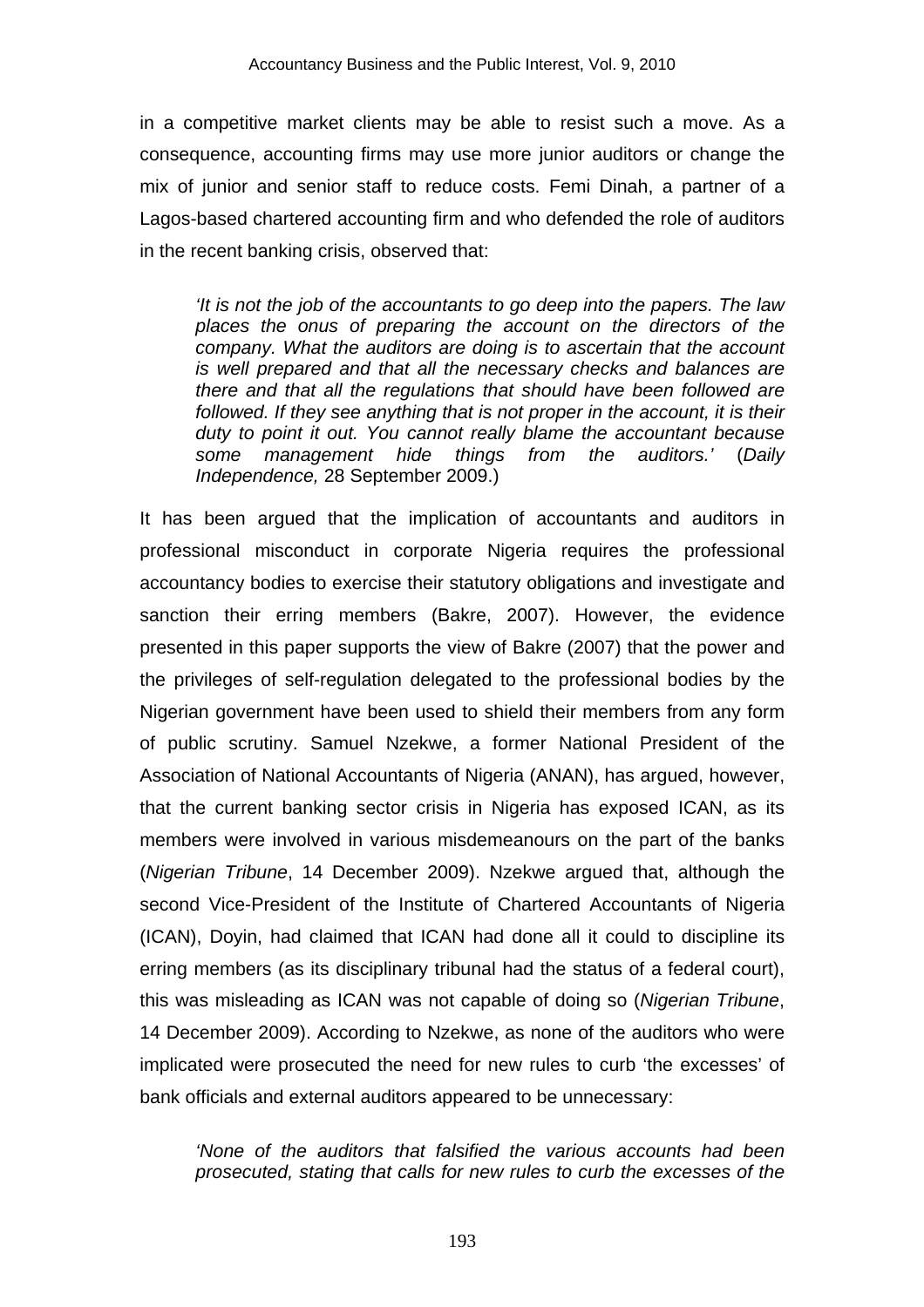in a competitive market clients may be able to resist such a move. As a consequence, accounting firms may use more junior auditors or change the mix of junior and senior staff to reduce costs. Femi Dinah, a partner of a Lagos-based chartered accounting firm and who defended the role of auditors in the recent banking crisis, observed that:

> *'It is not the job of the accountants to go deep into the papers. The law places the onus of preparing the account on the directors of the company. What the auditors are doing is to ascertain that the account is well prepared and that all the necessary checks and balances are there and that all the regulations that should have been followed are followed. If they see anything that is not proper in the account, it is their duty to point it out. You cannot really blame the accountant because some management hide things from the auditors.'* (*Daily Independence,* 28 September 2009.)

It has been argued that the implication of accountants and auditors in professional misconduct in corporate Nigeria requires the professional accountancy bodies to exercise their statutory obligations and investigate and sanction their erring members (Bakre, 2007). However, the evidence presented in this paper supports the view of Bakre (2007) that the power and the privileges of self-regulation delegated to the professional bodies by the Nigerian government have been used to shield their members from any form of public scrutiny. Samuel Nzekwe, a former National President of the Association of National Accountants of Nigeria (ANAN), has argued, however, that the current banking sector crisis in Nigeria has exposed ICAN, as its members were involved in various misdemeanours on the part of the banks (*Nigerian Tribune*, 14 December 2009). Nzekwe argued that, although the second Vice-President of the Institute of Chartered Accountants of Nigeria (ICAN), Doyin, had claimed that ICAN had done all it could to discipline its erring members (as its disciplinary tribunal had the status of a federal court), this was misleading as ICAN was not capable of doing so (*Nigerian Tribune*, 14 December 2009). According to Nzekwe, as none of the auditors who were implicated were prosecuted the need for new rules to curb 'the excesses' of bank officials and external auditors appeared to be unnecessary:

> *'None of the auditors that falsified the various accounts had been prosecuted, stating that calls for new rules to curb the excesses of the*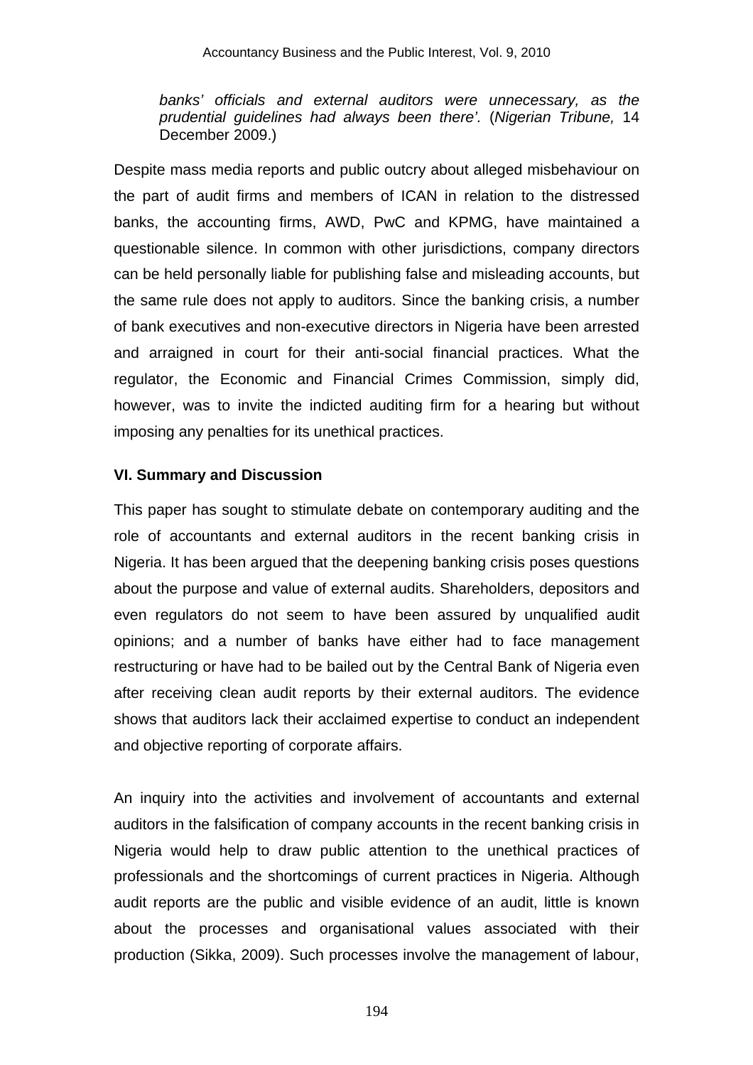*banks' officials and external auditors were unnecessary, as the prudential guidelines had always been there'.* (*Nigerian Tribune,* 14 December 2009.)

Despite mass media reports and public outcry about alleged misbehaviour on the part of audit firms and members of ICAN in relation to the distressed banks, the accounting firms, AWD, PwC and KPMG, have maintained a questionable silence. In common with other jurisdictions, company directors can be held personally liable for publishing false and misleading accounts, but the same rule does not apply to auditors. Since the banking crisis, a number of bank executives and non-executive directors in Nigeria have been arrested and arraigned in court for their anti-social financial practices. What the regulator, the Economic and Financial Crimes Commission, simply did, however, was to invite the indicted auditing firm for a hearing but without imposing any penalties for its unethical practices.

## VI. Summary and Discussion

This paper has sought to stimulate debate on contemporary auditing and the role of accountants and external auditors in the recent banking crisis in Nigeria. It has been argued that the deepening banking crisis poses questions about the purpose and value of external audits. Shareholders, depositors and even regulators do not seem to have been assured by unqualified audit opinions; and a number of banks have either had to face management restructuring or have had to be bailed out by the Central Bank of Nigeria even after receiving clean audit reports by their external auditors. The evidence shows that auditors lack their acclaimed expertise to conduct an independent and objective reporting of corporate affairs.

An inquiry into the activities and involvement of accountants and external auditors in the falsification of company accounts in the recent banking crisis in Nigeria would help to draw public attention to the unethical practices of professionals and the shortcomings of current practices in Nigeria. Although audit reports are the public and visible evidence of an audit, little is known about the processes and organisational values associated with their production (Sikka, 2009). Such processes involve the management of labour,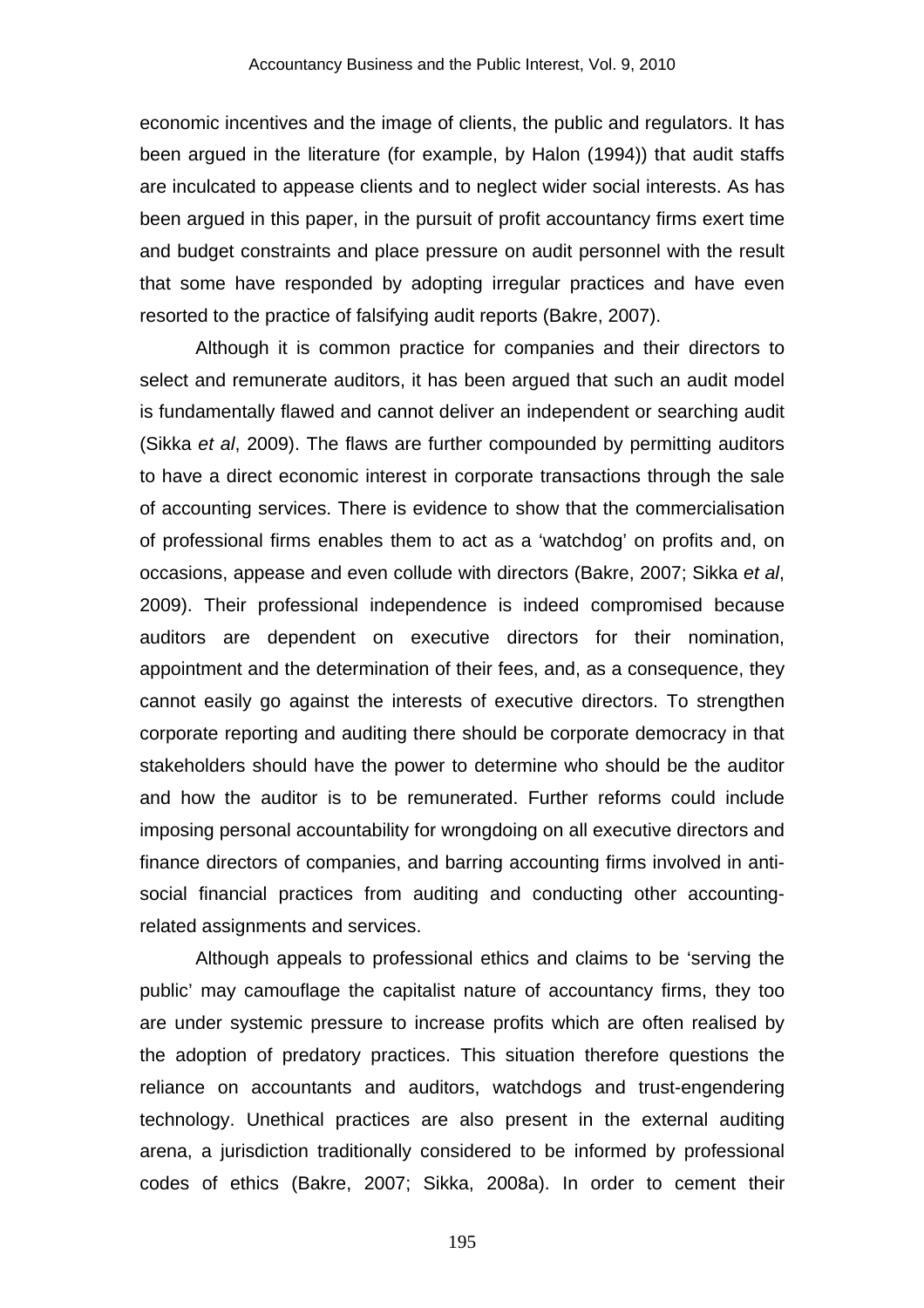economic incentives and the image of clients, the public and regulators. It has been argued in the literature (for example, by Halon (1994)) that audit staffs are inculcated to appease clients and to neglect wider social interests. As has been argued in this paper, in the pursuit of profit accountancy firms exert time and budget constraints and place pressure on audit personnel with the result that some have responded by adopting irregular practices and have even resorted to the practice of falsifying audit reports (Bakre, 2007).

Although it is common practice for companies and their directors to select and remunerate auditors, it has been argued that such an audit model is fundamentally flawed and cannot deliver an independent or searching audit (Sikka *et al*, 2009). The flaws are further compounded by permitting auditors to have a direct economic interest in corporate transactions through the sale of accounting services. There is evidence to show that the commercialisation of professional firms enables them to act as a 'watchdog' on profits and, on occasions, appease and even collude with directors (Bakre, 2007; Sikka *et al*, 2009). Their professional independence is indeed compromised because auditors are dependent on executive directors for their nomination, appointment and the determination of their fees, and, as a consequence, they cannot easily go against the interests of executive directors. To strengthen corporate reporting and auditing there should be corporate democracy in that stakeholders should have the power to determine who should be the auditor and how the auditor is to be remunerated. Further reforms could include imposing personal accountability for wrongdoing on all executive directors and finance directors of companies, and barring accounting firms involved in anti-social financial practices from auditing and conducting other accounting-related assignments and services.

Although appeals to professional ethics and claims to be 'serving the public' may camouflage the capitalist nature of accountancy firms, they too are under systemic pressure to increase profits which are often realised by the adoption of predatory practices. This situation therefore questions the reliance on accountants and auditors, watchdogs and trust-engendering technology. Unethical practices are also present in the external auditing arena, a jurisdiction traditionally considered to be informed by professional codes of ethics (Bakre, 2007; Sikka, 2008a). In order to cement their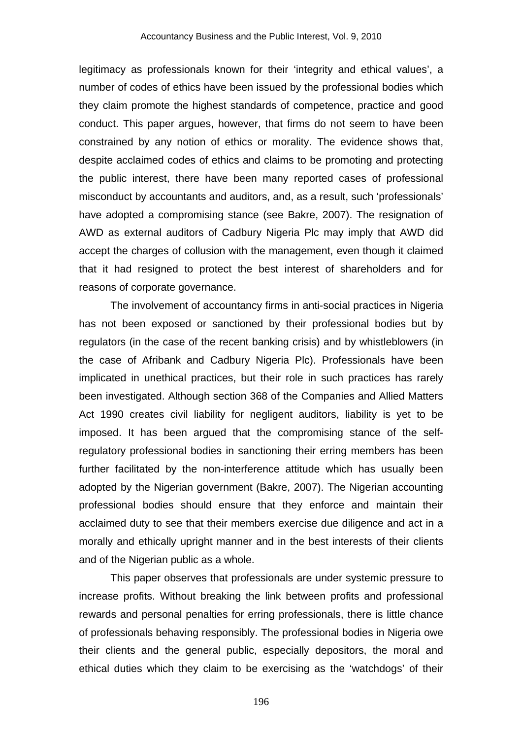legitimacy as professionals known for their 'integrity and ethical values', a number of codes of ethics have been issued by the professional bodies which they claim promote the highest standards of competence, practice and good conduct. This paper argues, however, that firms do not seem to have been constrained by any notion of ethics or morality. The evidence shows that, despite acclaimed codes of ethics and claims to be promoting and protecting the public interest, there have been many reported cases of professional misconduct by accountants and auditors, and, as a result, such 'professionals' have adopted a compromising stance (see Bakre, 2007). The resignation of AWD as external auditors of Cadbury Nigeria Plc may imply that AWD did accept the charges of collusion with the management, even though it claimed that it had resigned to protect the best interest of shareholders and for reasons of corporate governance.

The involvement of accountancy firms in anti-social practices in Nigeria has not been exposed or sanctioned by their professional bodies but by regulators (in the case of the recent banking crisis) and by whistleblowers (in the case of Afribank and Cadbury Nigeria Plc). Professionals have been implicated in unethical practices, but their role in such practices has rarely been investigated. Although section 368 of the Companies and Allied Matters Act 1990 creates civil liability for negligent auditors, liability is yet to be imposed. It has been argued that the compromising stance of the self-regulatory professional bodies in sanctioning their erring members has been further facilitated by the non-interference attitude which has usually been adopted by the Nigerian government (Bakre, 2007). The Nigerian accounting professional bodies should ensure that they enforce and maintain their acclaimed duty to see that their members exercise due diligence and act in a morally and ethically upright manner and in the best interests of their clients and of the Nigerian public as a whole.

This paper observes that professionals are under systemic pressure to increase profits. Without breaking the link between profits and professional rewards and personal penalties for erring professionals, there is little chance of professionals behaving responsibly. The professional bodies in Nigeria owe their clients and the general public, especially depositors, the moral and ethical duties which they claim to be exercising as the 'watchdogs' of their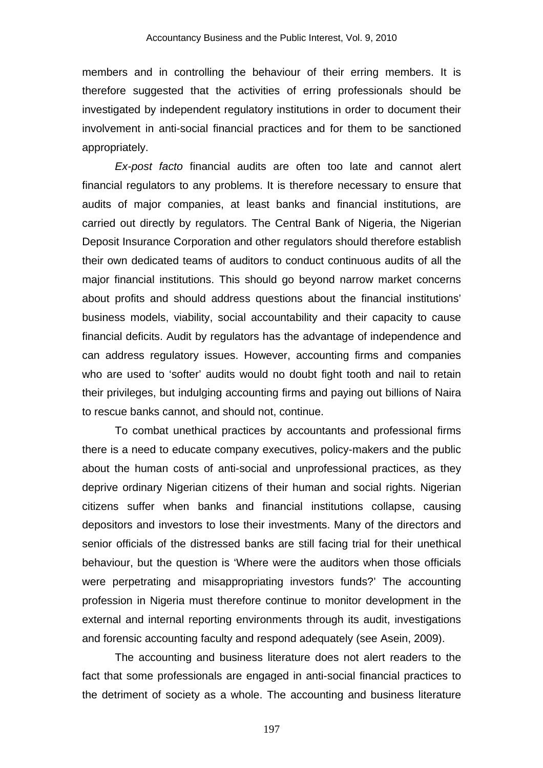members and in controlling the behaviour of their erring members. It is therefore suggested that the activities of erring professionals should be investigated by independent regulatory institutions in order to document their involvement in anti-social financial practices and for them to be sanctioned appropriately.

*Ex-post facto* financial audits are often too late and cannot alert financial regulators to any problems. It is therefore necessary to ensure that audits of major companies, at least banks and financial institutions, are carried out directly by regulators. The Central Bank of Nigeria, the Nigerian Deposit Insurance Corporation and other regulators should therefore establish their own dedicated teams of auditors to conduct continuous audits of all the major financial institutions. This should go beyond narrow market concerns about profits and should address questions about the financial institutions' business models, viability, social accountability and their capacity to cause financial deficits. Audit by regulators has the advantage of independence and can address regulatory issues. However, accounting firms and companies who are used to 'softer' audits would no doubt fight tooth and nail to retain their privileges, but indulging accounting firms and paying out billions of Naira to rescue banks cannot, and should not, continue.

To combat unethical practices by accountants and professional firms there is a need to educate company executives, policy-makers and the public about the human costs of anti-social and unprofessional practices, as they deprive ordinary Nigerian citizens of their human and social rights. Nigerian citizens suffer when banks and financial institutions collapse, causing depositors and investors to lose their investments. Many of the directors and senior officials of the distressed banks are still facing trial for their unethical behaviour, but the question is 'Where were the auditors when those officials were perpetrating and misappropriating investors funds?' The accounting profession in Nigeria must therefore continue to monitor development in the external and internal reporting environments through its audit, investigations and forensic accounting faculty and respond adequately (see Asein, 2009).

The accounting and business literature does not alert readers to the fact that some professionals are engaged in anti-social financial practices to the detriment of society as a whole. The accounting and business literature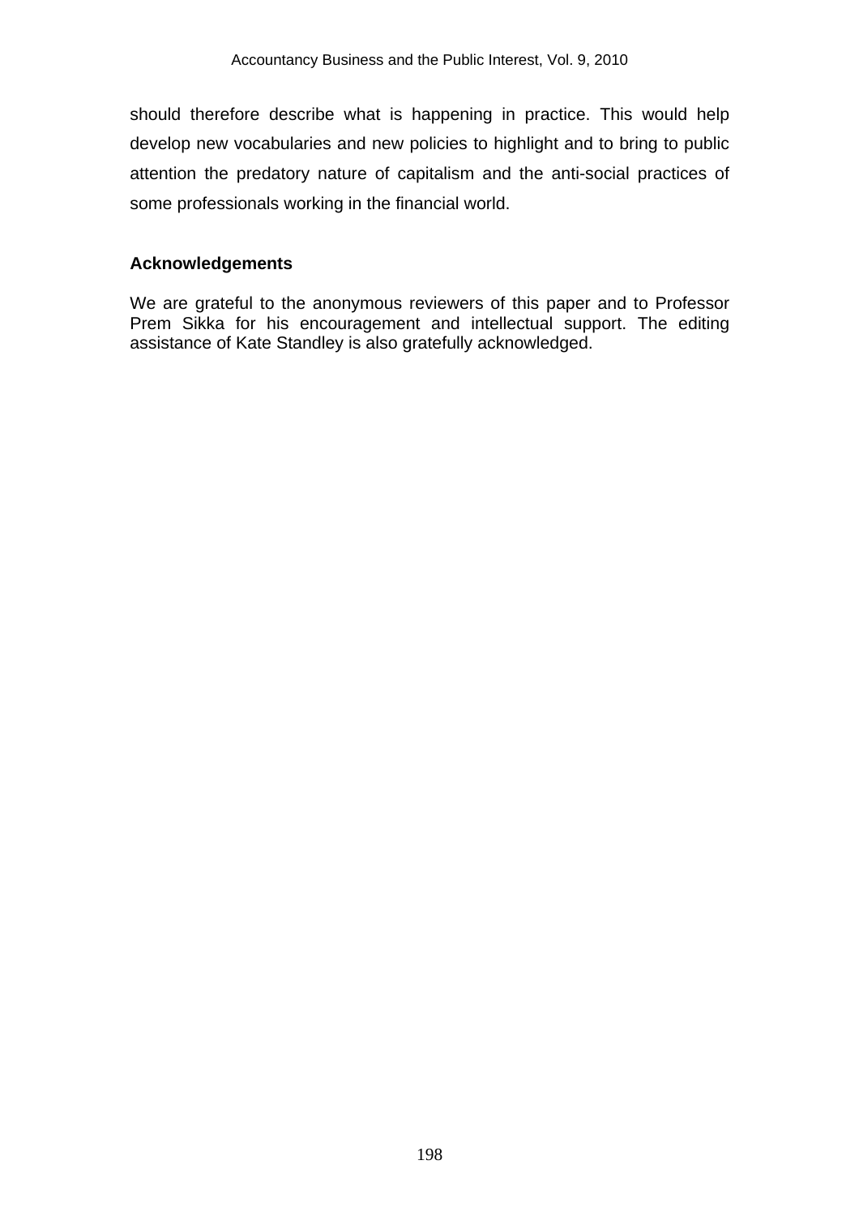should therefore describe what is happening in practice. This would help develop new vocabularies and new policies to highlight and to bring to public attention the predatory nature of capitalism and the anti-social practices of some professionals working in the financial world.

## Acknowledgements

We are grateful to the anonymous reviewers of this paper and to Professor Prem Sikka for his encouragement and intellectual support. The editing assistance of Kate Standley is also gratefully acknowledged.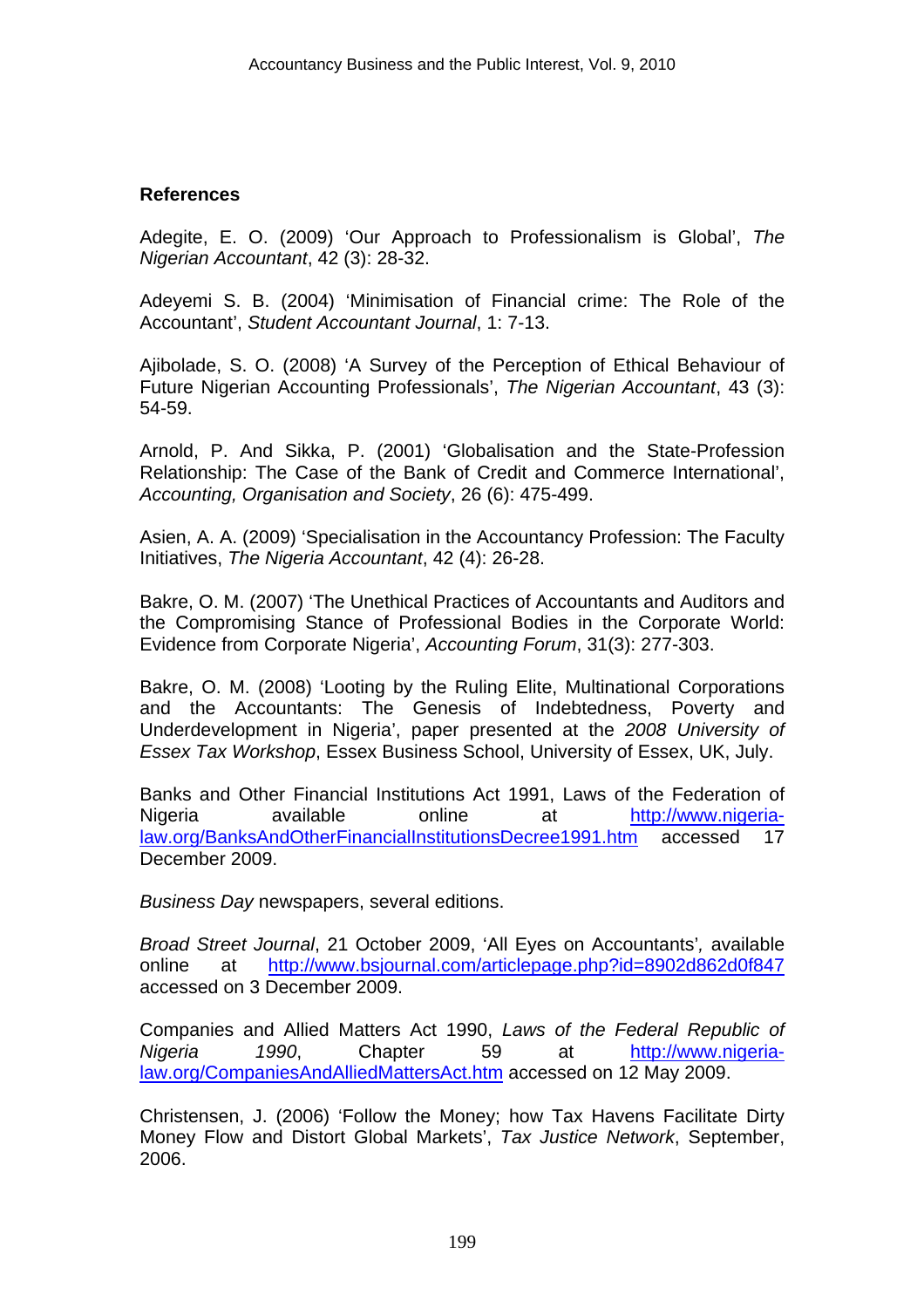## References

Adegite, E. O. (2009) 'Our Approach to Professionalism is Global', *The Nigerian Accountant*, 42 (3): 28-32.

Adeyemi S. B. (2004) 'Minimisation of Financial crime: The Role of the Accountant', *Student Accountant Journal*, 1: 7-13.

Ajibolade, S. O. (2008) 'A Survey of the Perception of Ethical Behaviour of Future Nigerian Accounting Professionals', *The Nigerian Accountant*, 43 (3): 54-59.

Arnold, P. And Sikka, P. (2001) 'Globalisation and the State-Profession Relationship: The Case of the Bank of Credit and Commerce International', *Accounting, Organisation and Society*, 26 (6): 475-499.

Asien, A. A. (2009) 'Specialisation in the Accountancy Profession: The Faculty Initiatives, *The Nigeria Accountant*, 42 (4): 26-28.

Bakre, O. M. (2007) 'The Unethical Practices of Accountants and Auditors and the Compromising Stance of Professional Bodies in the Corporate World: Evidence from Corporate Nigeria', *Accounting Forum*, 31(3): 277-303.

Bakre, O. M. (2008) 'Looting by the Ruling Elite, Multinational Corporations and the Accountants: The Genesis of Indebtedness, Poverty and Underdevelopment in Nigeria', paper presented at the *2008 University of Essex Tax Workshop*, Essex Business School, University of Essex, UK, July.

Banks and Other Financial Institutions Act 1991, Laws of the Federation of Nigeria available online at http://www.nigeria-law.org/BanksAndOtherFinancialInstitutionsDecree1991.htm accessed 17 December 2009.

*Business Day* newspapers, several editions.

*Broad Street Journal*, 21 October 2009, 'All Eyes on Accountants', available online at http://www.bsjournal.com/articlepage.php?id=8902d862d0f847 accessed on 3 December 2009.

Companies and Allied Matters Act 1990, *Laws of the Federal Republic of Nigeria 1990*, Chapter 59 at http://www.nigeria-law.org/CompaniesAndAlliedMattersAct.htm accessed on 12 May 2009.

Christensen, J. (2006) 'Follow the Money; how Tax Havens Facilitate Dirty Money Flow and Distort Global Markets', *Tax Justice Network*, September, 2006.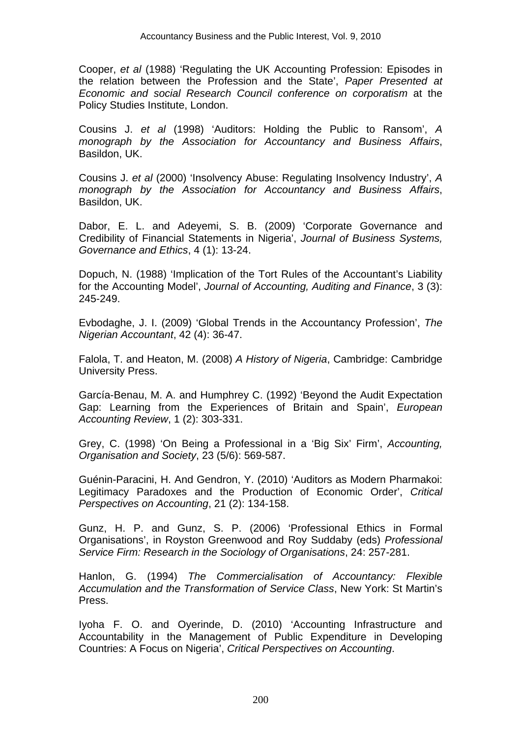Cooper, *et al* (1988) 'Regulating the UK Accounting Profession: Episodes in the relation between the Profession and the State', *Paper Presented at Economic and social Research Council conference on corporatism* at the Policy Studies Institute, London.

Cousins J. *et al* (1998) 'Auditors: Holding the Public to Ransom', *A monograph by the Association for Accountancy and Business Affairs*, Basildon, UK.

Cousins J. *et al* (2000) 'Insolvency Abuse: Regulating Insolvency Industry', *A monograph by the Association for Accountancy and Business Affairs*, Basildon, UK.

Dabor, E. L. and Adeyemi, S. B. (2009) 'Corporate Governance and Credibility of Financial Statements in Nigeria', *Journal of Business Systems, Governance and Ethics*, 4 (1): 13-24.

Dopuch, N. (1988) 'Implication of the Tort Rules of the Accountant's Liability for the Accounting Model', *Journal of Accounting, Auditing and Finance*, 3 (3): 245-249.

Evbodaghe, J. I. (2009) 'Global Trends in the Accountancy Profession', *The Nigerian Accountant*, 42 (4): 36-47.

Falola, T. and Heaton, M. (2008) *A History of Nigeria*, Cambridge: Cambridge University Press.

García-Benau, M. A. and Humphrey C. (1992) 'Beyond the Audit Expectation Gap: Learning from the Experiences of Britain and Spain', *European Accounting Review*, 1 (2): 303-331.

Grey, C. (1998) 'On Being a Professional in a 'Big Six' Firm', *Accounting, Organisation and Society*, 23 (5/6): 569-587.

Guénin-Paracini, H. And Gendron, Y. (2010) 'Auditors as Modern Pharmakoi: Legitimacy Paradoxes and the Production of Economic Order', *Critical Perspectives on Accounting*, 21 (2): 134-158.

Gunz, H. P. and Gunz, S. P. (2006) 'Professional Ethics in Formal Organisations', in Royston Greenwood and Roy Suddaby (eds) *Professional Service Firm: Research in the Sociology of Organisations*, 24: 257-281.

Hanlon, G. (1994) *The Commercialisation of Accountancy: Flexible Accumulation and the Transformation of Service Class*, New York: St Martin's Press.

Iyoha F. O. and Oyerinde, D. (2010) 'Accounting Infrastructure and Accountability in the Management of Public Expenditure in Developing Countries: A Focus on Nigeria', *Critical Perspectives on Accounting*.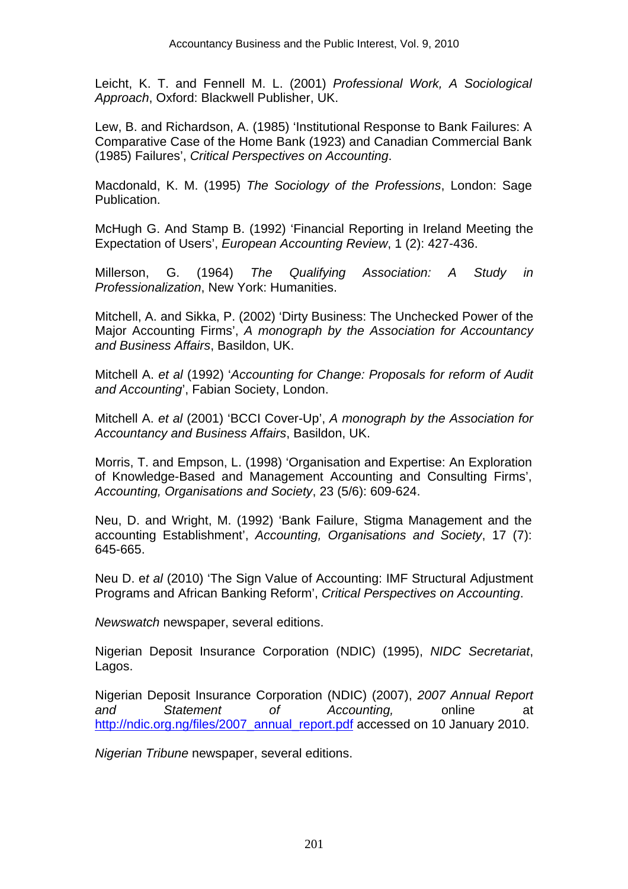Leicht, K. T. and Fennell M. L. (2001) *Professional Work, A Sociological Approach*, Oxford: Blackwell Publisher, UK.

Lew, B. and Richardson, A. (1985) 'Institutional Response to Bank Failures: A Comparative Case of the Home Bank (1923) and Canadian Commercial Bank (1985) Failures', *Critical Perspectives on Accounting*.

Macdonald, K. M. (1995) *The Sociology of the Professions*, London: Sage Publication.

McHugh G. And Stamp B. (1992) 'Financial Reporting in Ireland Meeting the Expectation of Users', *European Accounting Review*, 1 (2): 427-436.

Millerson, G. (1964) *The Qualifying Association: A Study in Professionalization*, New York: Humanities.

Mitchell, A. and Sikka, P. (2002) 'Dirty Business: The Unchecked Power of the Major Accounting Firms', *A monograph by the Association for Accountancy and Business Affairs*, Basildon, UK.

Mitchell A. *et al* (1992) '*Accounting for Change: Proposals for reform of Audit and Accounting*', Fabian Society, London.

Mitchell A. *et al* (2001) 'BCCI Cover-Up', *A monograph by the Association for Accountancy and Business Affairs*, Basildon, UK.

Morris, T. and Empson, L. (1998) 'Organisation and Expertise: An Exploration of Knowledge-Based and Management Accounting and Consulting Firms', *Accounting, Organisations and Society*, 23 (5/6): 609-624.

Neu, D. and Wright, M. (1992) 'Bank Failure, Stigma Management and the accounting Establishment', *Accounting, Organisations and Society*, 17 (7): 645-665.

Neu D. e*t al* (2010) 'The Sign Value of Accounting: IMF Structural Adjustment Programs and African Banking Reform', *Critical Perspectives on Accounting*.

*Newswatch* newspaper, several editions.

Nigerian Deposit Insurance Corporation (NDIC) (1995), *NIDC Secretariat*, Lagos.

Nigerian Deposit Insurance Corporation (NDIC) (2007), *2007 Annual Report and Statement of Accounting,* online at http://ndic.org.ng/files/2007_annual_report.pdf accessed on 10 January 2010.

*Nigerian Tribune* newspaper, several editions.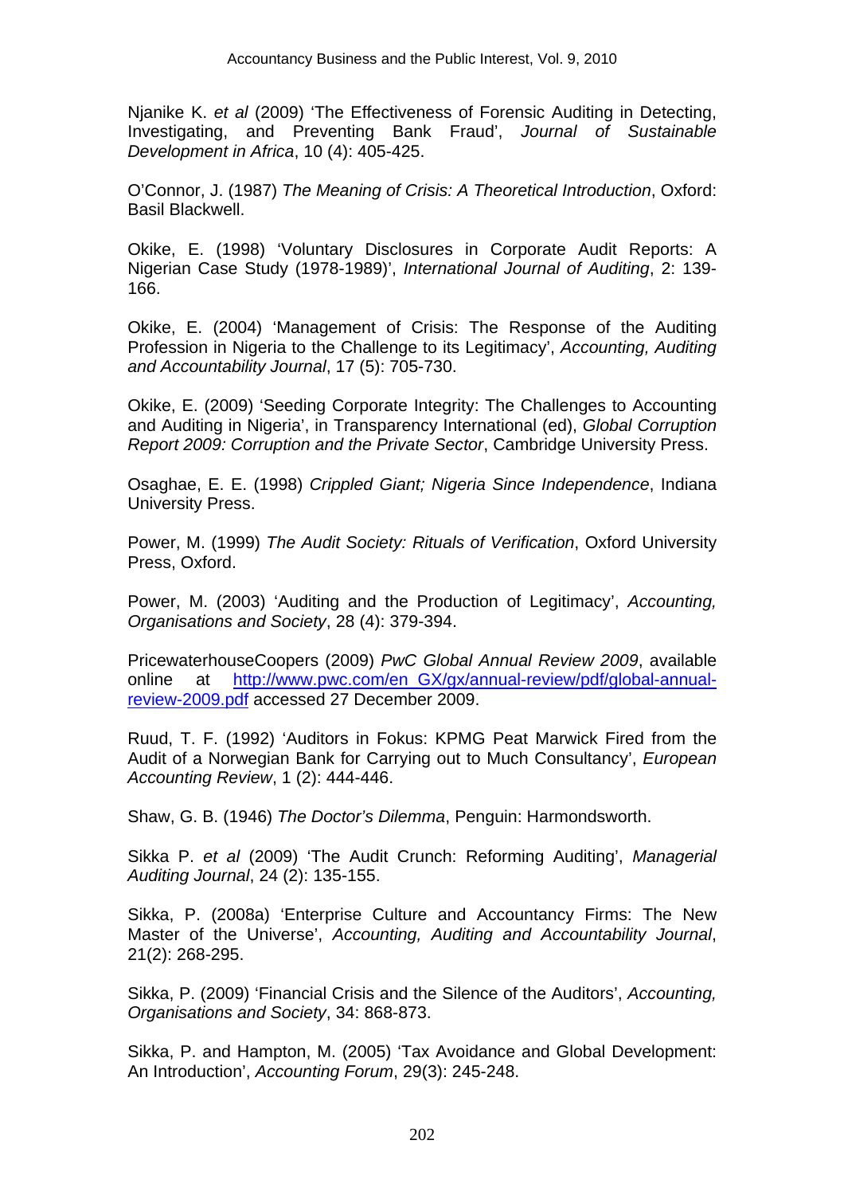Njanike K. *et al* (2009) 'The Effectiveness of Forensic Auditing in Detecting, Investigating, and Preventing Bank Fraud', *Journal of Sustainable Development in Africa*, 10 (4): 405-425.

O'Connor, J. (1987) *The Meaning of Crisis: A Theoretical Introduction*, Oxford: Basil Blackwell.

Okike, E. (1998) 'Voluntary Disclosures in Corporate Audit Reports: A Nigerian Case Study (1978-1989)', *International Journal of Auditing*, 2: 139-166.

Okike, E. (2004) 'Management of Crisis: The Response of the Auditing Profession in Nigeria to the Challenge to its Legitimacy', *Accounting, Auditing and Accountability Journal*, 17 (5): 705-730.

Okike, E. (2009) 'Seeding Corporate Integrity: The Challenges to Accounting and Auditing in Nigeria', in Transparency International (ed), *Global Corruption Report 2009: Corruption and the Private Sector*, Cambridge University Press.

Osaghae, E. E. (1998) *Crippled Giant; Nigeria Since Independence*, Indiana University Press.

Power, M. (1999) *The Audit Society: Rituals of Verification*, Oxford University Press, Oxford.

Power, M. (2003) 'Auditing and the Production of Legitimacy', *Accounting, Organisations and Society*, 28 (4): 379-394.

PricewaterhouseCoopers (2009) *PwC Global Annual Review 2009*, available online at http://www.pwc.com/en_GX/gx/annual-review/pdf/global-annual-review-2009.pdf accessed 27 December 2009.

Ruud, T. F. (1992) 'Auditors in Fokus: KPMG Peat Marwick Fired from the Audit of a Norwegian Bank for Carrying out to Much Consultancy', *European Accounting Review*, 1 (2): 444-446.

Shaw, G. B. (1946) *The Doctor's Dilemma*, Penguin: Harmondsworth.

Sikka P. *et al* (2009) 'The Audit Crunch: Reforming Auditing', *Managerial Auditing Journal*, 24 (2): 135-155.

Sikka, P. (2008a) 'Enterprise Culture and Accountancy Firms: The New Master of the Universe', *Accounting, Auditing and Accountability Journal*, 21(2): 268-295.

Sikka, P. (2009) 'Financial Crisis and the Silence of the Auditors', *Accounting, Organisations and Society*, 34: 868-873.

Sikka, P. and Hampton, M. (2005) 'Tax Avoidance and Global Development: An Introduction', *Accounting Forum*, 29(3): 245-248.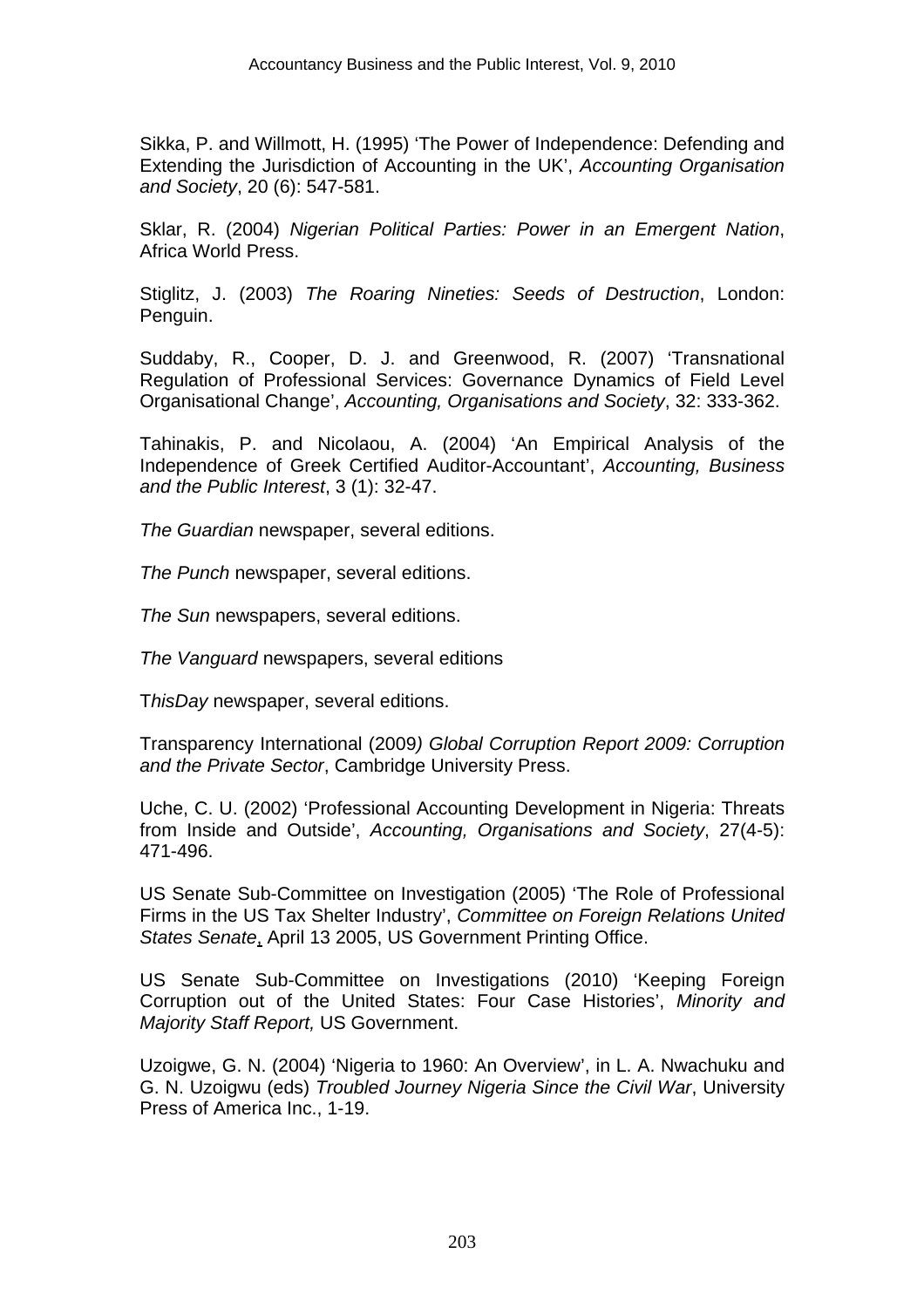Sikka, P. and Willmott, H. (1995) 'The Power of Independence: Defending and Extending the Jurisdiction of Accounting in the UK', *Accounting Organisation and Society*, 20 (6): 547-581.

Sklar, R. (2004) *Nigerian Political Parties: Power in an Emergent Nation*, Africa World Press.

Stiglitz, J. (2003) *The Roaring Nineties: Seeds of Destruction*, London: Penguin.

Suddaby, R., Cooper, D. J. and Greenwood, R. (2007) 'Transnational Regulation of Professional Services: Governance Dynamics of Field Level Organisational Change', *Accounting, Organisations and Society*, 32: 333-362.

Tahinakis, P. and Nicolaou, A. (2004) 'An Empirical Analysis of the Independence of Greek Certified Auditor-Accountant', *Accounting, Business and the Public Interest*, 3 (1): 32-47.

*The Guardian* newspaper, several editions.

*The Punch* newspaper, several editions.

*The Sun* newspapers, several editions.

*The Vanguard* newspapers, several editions

T*hisDay* newspaper, several editions.

Transparency International (2009*) Global Corruption Report 2009: Corruption and the Private Sector*, Cambridge University Press.

Uche, C. U. (2002) 'Professional Accounting Development in Nigeria: Threats from Inside and Outside', *Accounting, Organisations and Society*, 27(4-5): 471-496.

US Senate Sub-Committee on Investigation (2005) 'The Role of Professional Firms in the US Tax Shelter Industry', *Committee on Foreign Relations United States Senate*, April 13 2005, US Government Printing Office.

US Senate Sub-Committee on Investigations (2010) 'Keeping Foreign Corruption out of the United States: Four Case Histories', *Minority and Majority Staff Report,* US Government.

Uzoigwe, G. N. (2004) 'Nigeria to 1960: An Overview', in L. A. Nwachuku and G. N. Uzoigwu (eds) *Troubled Journey Nigeria Since the Civil War*, University Press of America Inc., 1-19.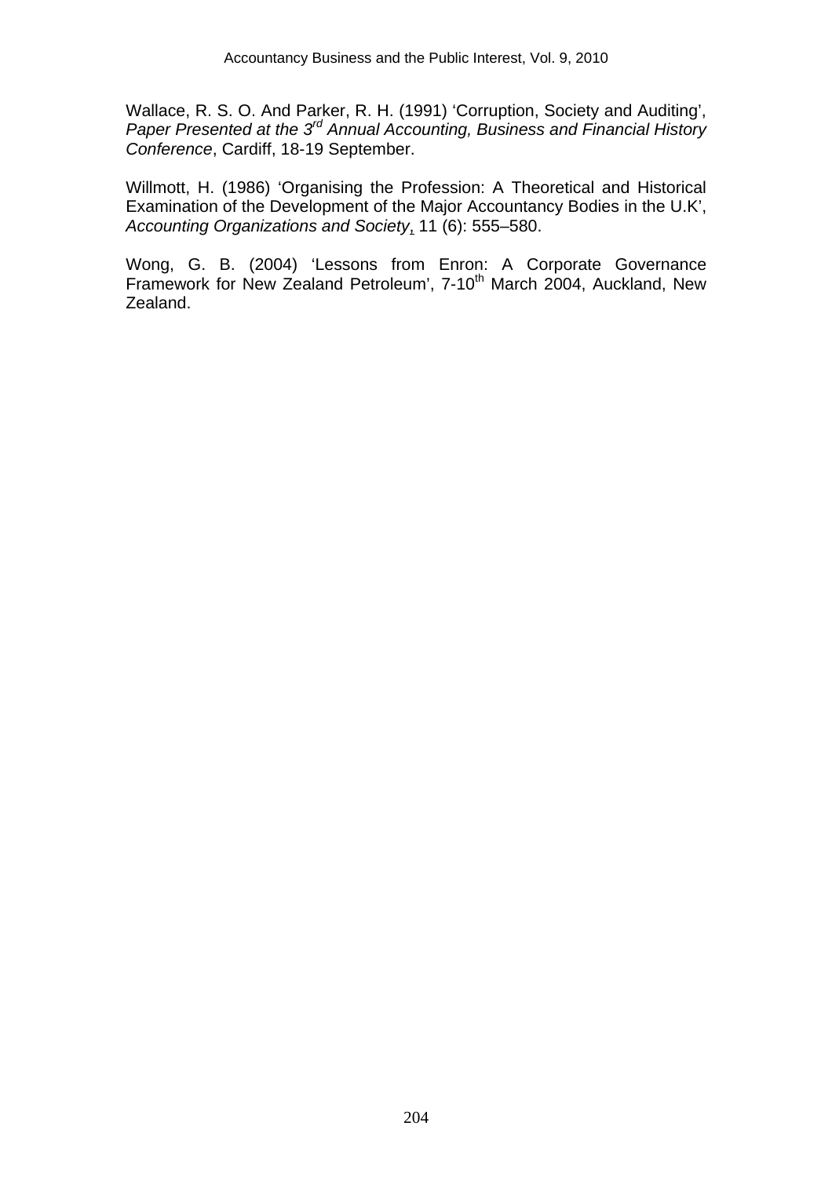Wallace, R. S. O. And Parker, R. H. (1991) 'Corruption, Society and Auditing', *Paper Presented at the 3rd Annual Accounting, Business and Financial History Conference*, Cardiff, 18-19 September.

Willmott, H. (1986) 'Organising the Profession: A Theoretical and Historical Examination of the Development of the Major Accountancy Bodies in the U.K', *Accounting Organizations and Society*, 11 (6): 555–580.

Wong, G. B. (2004) 'Lessons from Enron: A Corporate Governance Framework for New Zealand Petroleum', 7-10th March 2004, Auckland, New Zealand.